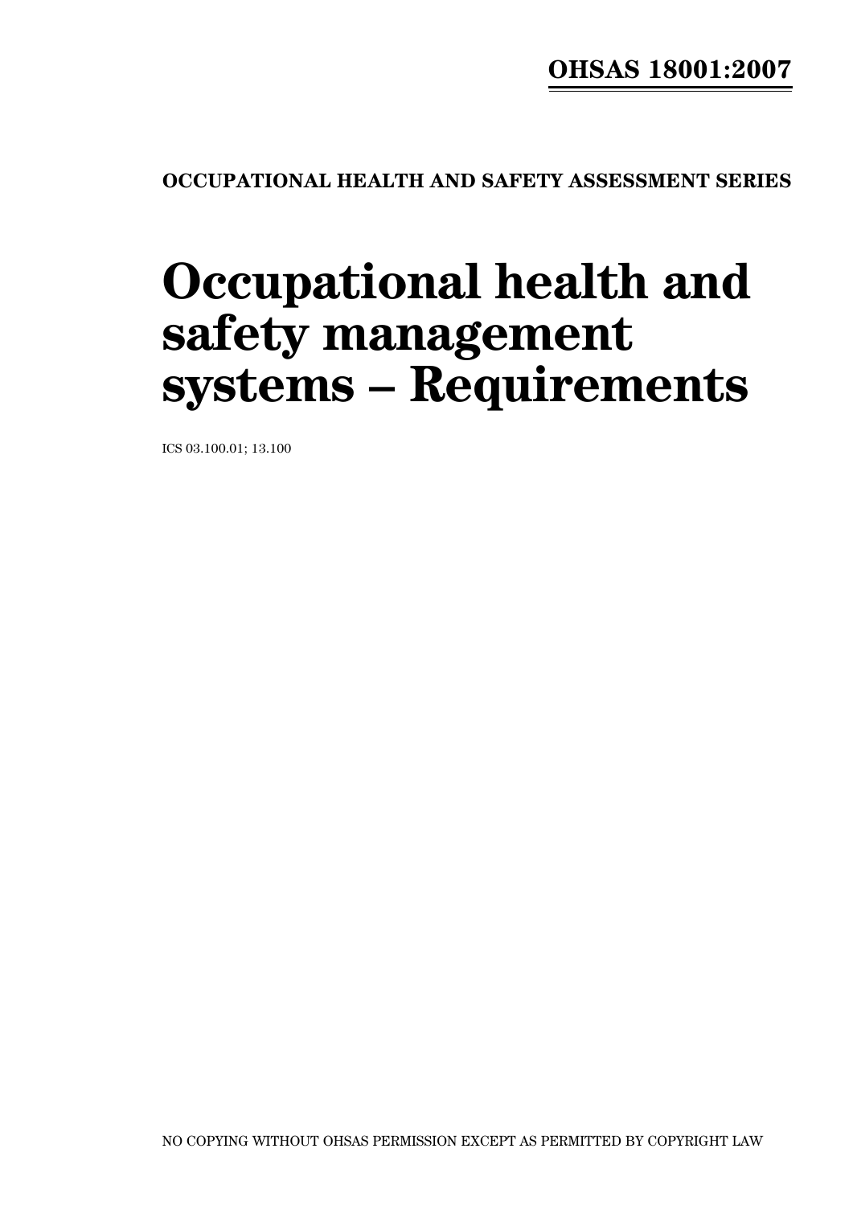**OHSAS 18001:2007**

**OCCUPATIONAL HEALTH AND SAFETY ASSESSMENT SERIES**

# Occupational health and safety management systems – Requirements

ICS 03.100.01; 13.100

NO COPYING WITHOUT OHSAS PERMISSION EXCEPT AS PERMITTED BY COPYRIGHT LAW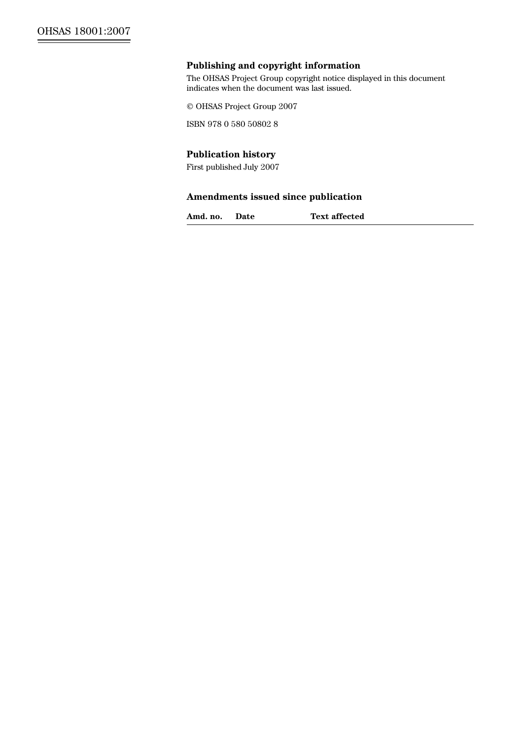## Publishing and copyright information

The OHSAS Project Group copyright notice displayed in this document indicates when the document was last issued.

© OHSAS Project Group 2007

ISBN 978 0 580 50802 8

## Publication history

First published July 2007

## Amendments issued since publication

| Amd. no. | Date | Text affected |
|---|---|---|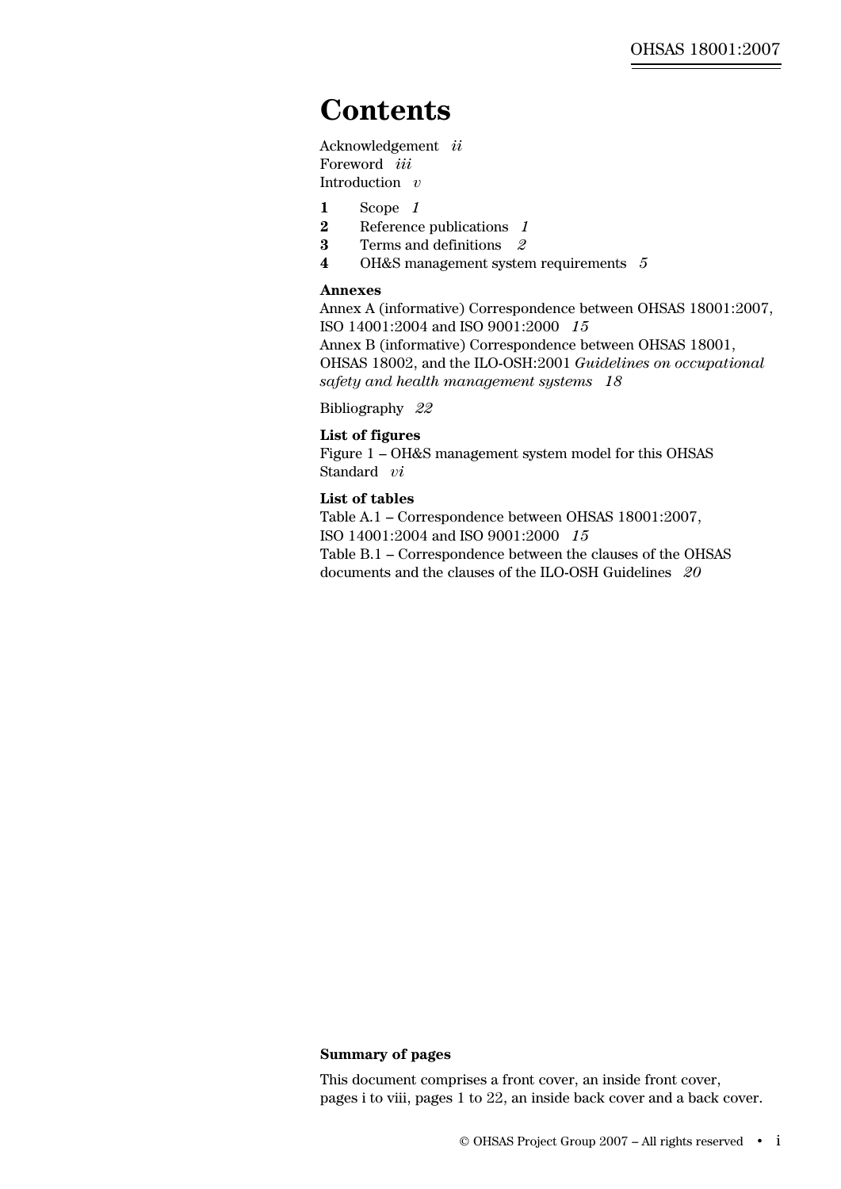# Contents

Acknowledgement *ii*
Foreword *iii*
Introduction *v*

**1** Scope *1*
**2** Reference publications *1*
**3** Terms and definitions *2*
**4** OH&S management system requirements *5*

**Annexes**

Annex A (informative) Correspondence between OHSAS 18001:2007, ISO 14001:2004 and ISO 9001:2000 *15*
Annex B (informative) Correspondence between OHSAS 18001, OHSAS 18002, and the ILO-OSH:2001 *Guidelines on occupational safety and health management systems* *18*

Bibliography *22*

**List of figures**

Figure 1 – OH&S management system model for this OHSAS Standard *vi*

**List of tables**

Table A.1 – Correspondence between OHSAS 18001:2007, ISO 14001:2004 and ISO 9001:2000 *15*
Table B.1 – Correspondence between the clauses of the OHSAS documents and the clauses of the ILO-OSH Guidelines *20*

**Summary of pages**

This document comprises a front cover, an inside front cover, pages i to viii, pages 1 to 22, an inside back cover and a back cover.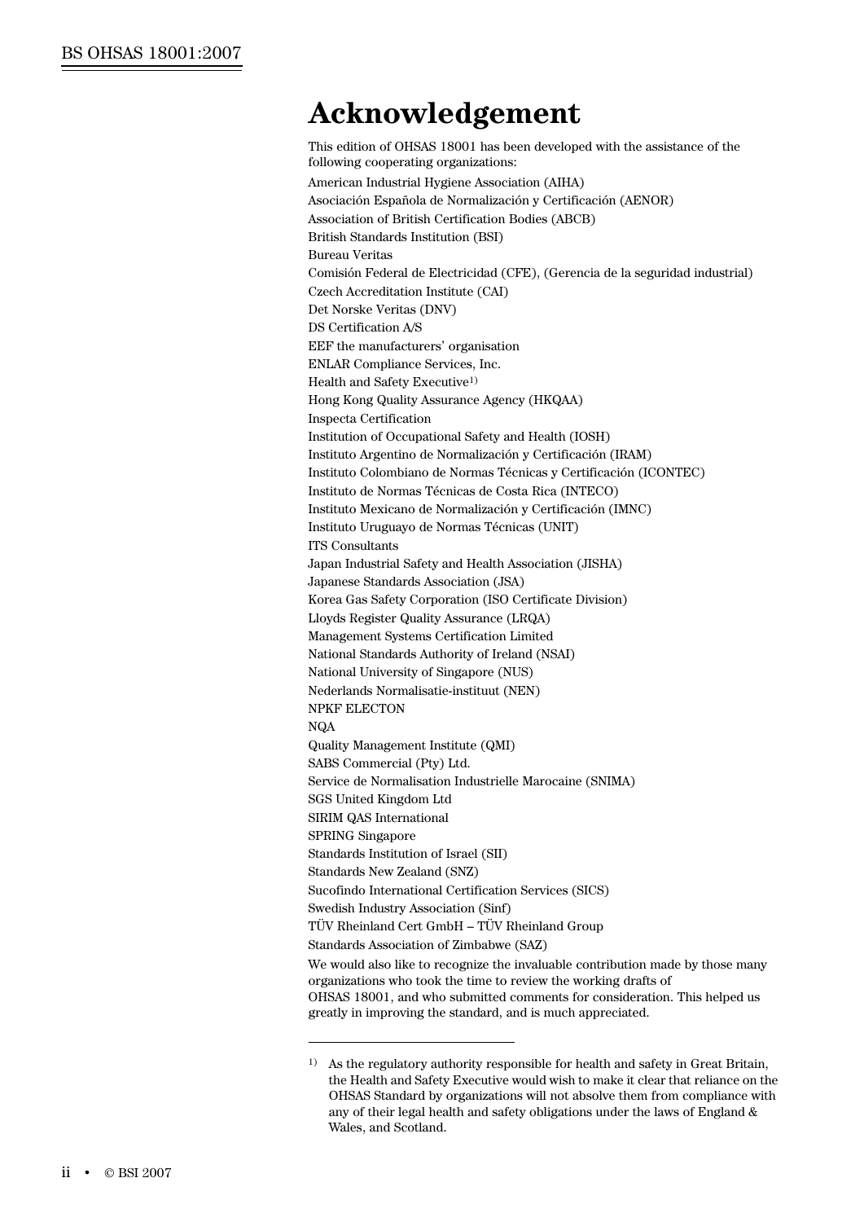# Acknowledgement

This edition of OHSAS 18001 has been developed with the assistance of the following cooperating organizations:

American Industrial Hygiene Association (AIHA)
Asociación Española de Normalización y Certificación (AENOR)
Association of British Certification Bodies (ABCB)
British Standards Institution (BSI)
Bureau Veritas
Comisión Federal de Electricidad (CFE), (Gerencia de la seguridad industrial)
Czech Accreditation Institute (CAI)
Det Norske Veritas (DNV)
DS Certification A/S
EEF the manufacturers' organisation
ENLAR Compliance Services, Inc.
Health and Safety Executive[1)]
Hong Kong Quality Assurance Agency (HKQAA)
Inspecta Certification
Institution of Occupational Safety and Health (IOSH)
Instituto Argentino de Normalización y Certificación (IRAM)
Instituto Colombiano de Normas Técnicas y Certificación (ICONTEC)
Instituto de Normas Técnicas de Costa Rica (INTECO)
Instituto Mexicano de Normalización y Certificación (IMNC)
Instituto Uruguayo de Normas Técnicas (UNIT)
ITS Consultants
Japan Industrial Safety and Health Association (JISHA)
Japanese Standards Association (JSA)
Korea Gas Safety Corporation (ISO Certificate Division)
Lloyds Register Quality Assurance (LRQA)
Management Systems Certification Limited
National Standards Authority of Ireland (NSAI)
National University of Singapore (NUS)
Nederlands Normalisatie-instituut (NEN)
NPKF ELECTON
NQA
Quality Management Institute (QMI)
SABS Commercial (Pty) Ltd.
Service de Normalisation Industrielle Marocaine (SNIMA)
SGS United Kingdom Ltd
SIRIM QAS International
SPRING Singapore
Standards Institution of Israel (SII)
Standards New Zealand (SNZ)
Sucofindo International Certification Services (SICS)
Swedish Industry Association (Sinf)
TÜV Rheinland Cert GmbH – TÜV Rheinland Group
Standards Association of Zimbabwe (SAZ)

We would also like to recognize the invaluable contribution made by those many organizations who took the time to review the working drafts of OHSAS 18001, and who submitted comments for consideration. This helped us greatly in improving the standard, and is much appreciated.

---

1) As the regulatory authority responsible for health and safety in Great Britain, the Health and Safety Executive would wish to make it clear that reliance on the OHSAS Standard by organizations will not absolve them from compliance with any of their legal health and safety obligations under the laws of England & Wales, and Scotland.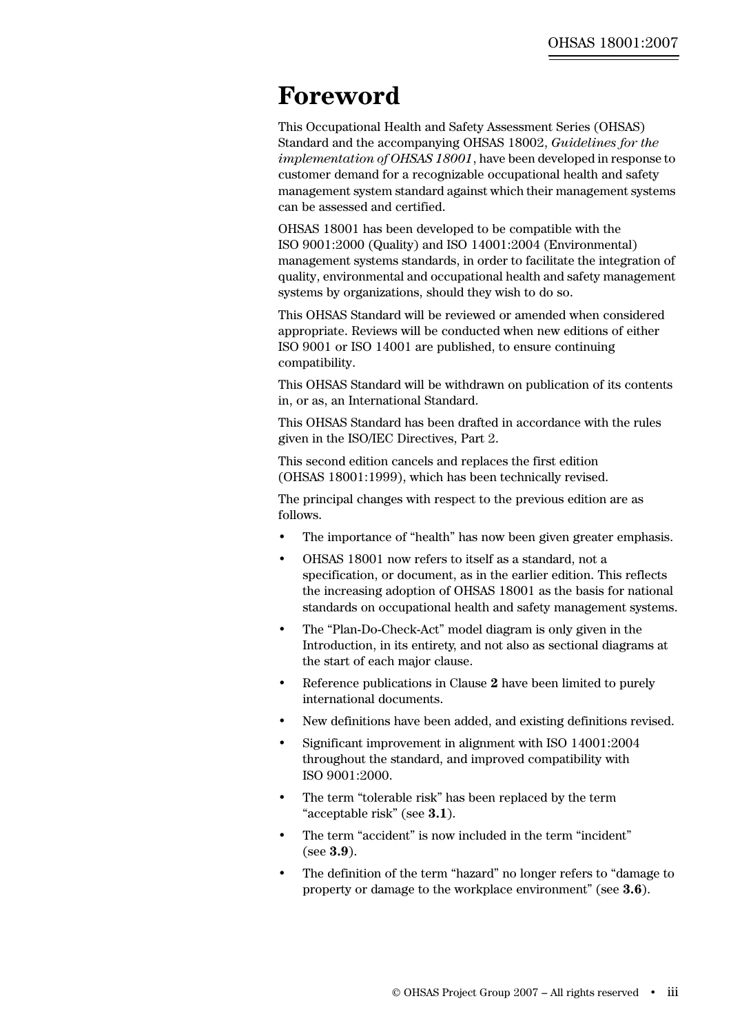# Foreword

This Occupational Health and Safety Assessment Series (OHSAS) Standard and the accompanying OHSAS 18002, *Guidelines for the implementation of OHSAS 18001*, have been developed in response to customer demand for a recognizable occupational health and safety management system standard against which their management systems can be assessed and certified.

OHSAS 18001 has been developed to be compatible with the ISO 9001:2000 (Quality) and ISO 14001:2004 (Environmental) management systems standards, in order to facilitate the integration of quality, environmental and occupational health and safety management systems by organizations, should they wish to do so.

This OHSAS Standard will be reviewed or amended when considered appropriate. Reviews will be conducted when new editions of either ISO 9001 or ISO 14001 are published, to ensure continuing compatibility.

This OHSAS Standard will be withdrawn on publication of its contents in, or as, an International Standard.

This OHSAS Standard has been drafted in accordance with the rules given in the ISO/IEC Directives, Part 2.

This second edition cancels and replaces the first edition (OHSAS 18001:1999), which has been technically revised.

The principal changes with respect to the previous edition are as follows.

- The importance of "health" has now been given greater emphasis.
- OHSAS 18001 now refers to itself as a standard, not a specification, or document, as in the earlier edition. This reflects the increasing adoption of OHSAS 18001 as the basis for national standards on occupational health and safety management systems.
- The "Plan-Do-Check-Act" model diagram is only given in the Introduction, in its entirety, and not also as sectional diagrams at the start of each major clause.
- Reference publications in Clause **2** have been limited to purely international documents.
- New definitions have been added, and existing definitions revised.
- Significant improvement in alignment with ISO 14001:2004 throughout the standard, and improved compatibility with ISO 9001:2000.
- The term "tolerable risk" has been replaced by the term "acceptable risk" (see **3.1**).
- The term "accident" is now included in the term "incident" (see **3.9**).
- The definition of the term "hazard" no longer refers to "damage to property or damage to the workplace environment" (see **3.6**).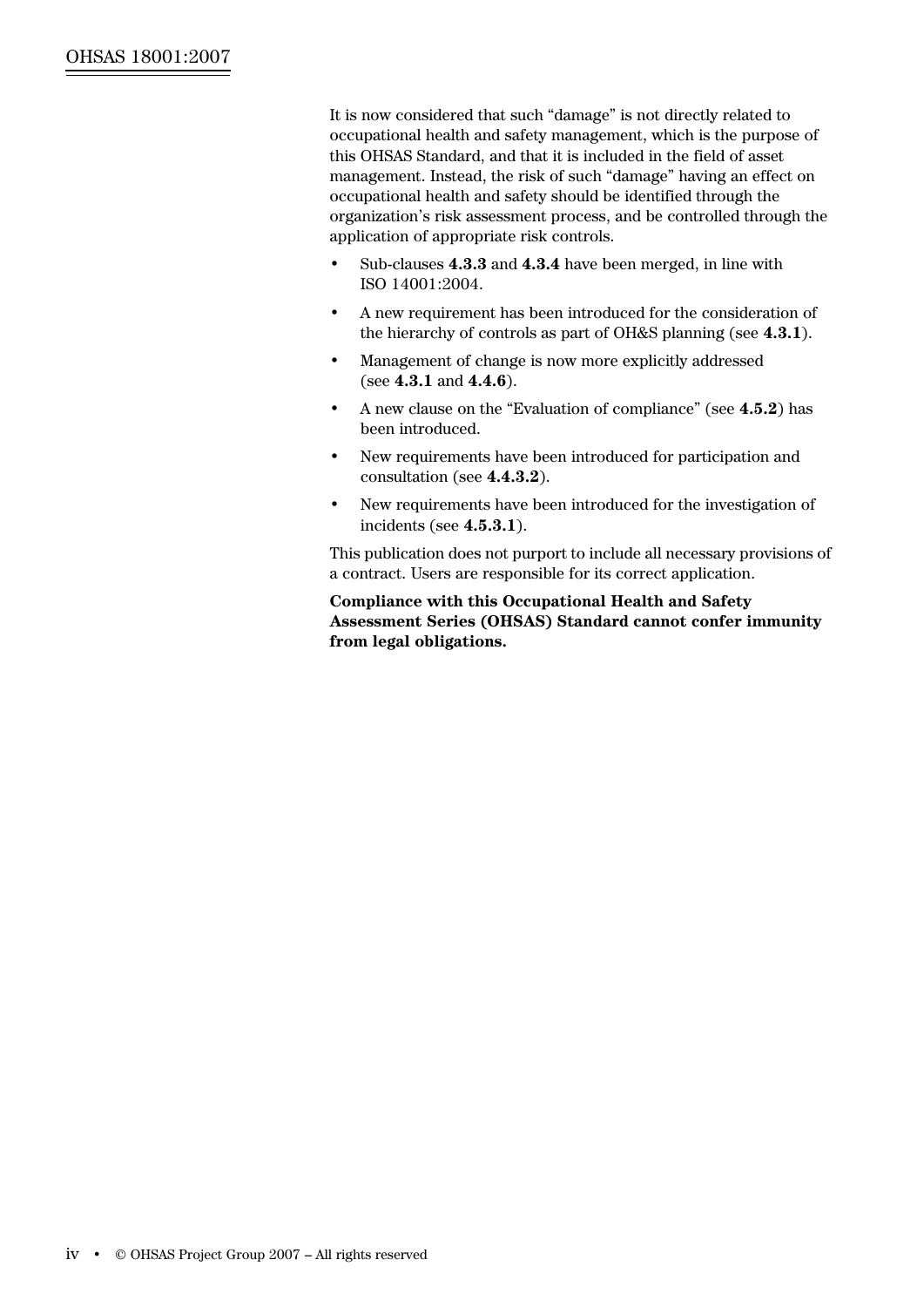It is now considered that such "damage" is not directly related to occupational health and safety management, which is the purpose of this OHSAS Standard, and that it is included in the field of asset management. Instead, the risk of such "damage" having an effect on occupational health and safety should be identified through the organization's risk assessment process, and be controlled through the application of appropriate risk controls.

- Sub-clauses **4.3.3** and **4.3.4** have been merged, in line with ISO 14001:2004.
- A new requirement has been introduced for the consideration of the hierarchy of controls as part of OH&S planning (see **4.3.1**).
- Management of change is now more explicitly addressed (see **4.3.1** and **4.4.6**).
- A new clause on the "Evaluation of compliance" (see **4.5.2**) has been introduced.
- New requirements have been introduced for participation and consultation (see **4.4.3.2**).
- New requirements have been introduced for the investigation of incidents (see **4.5.3.1**).

This publication does not purport to include all necessary provisions of a contract. Users are responsible for its correct application.

**Compliance with this Occupational Health and Safety Assessment Series (OHSAS) Standard cannot confer immunity from legal obligations.**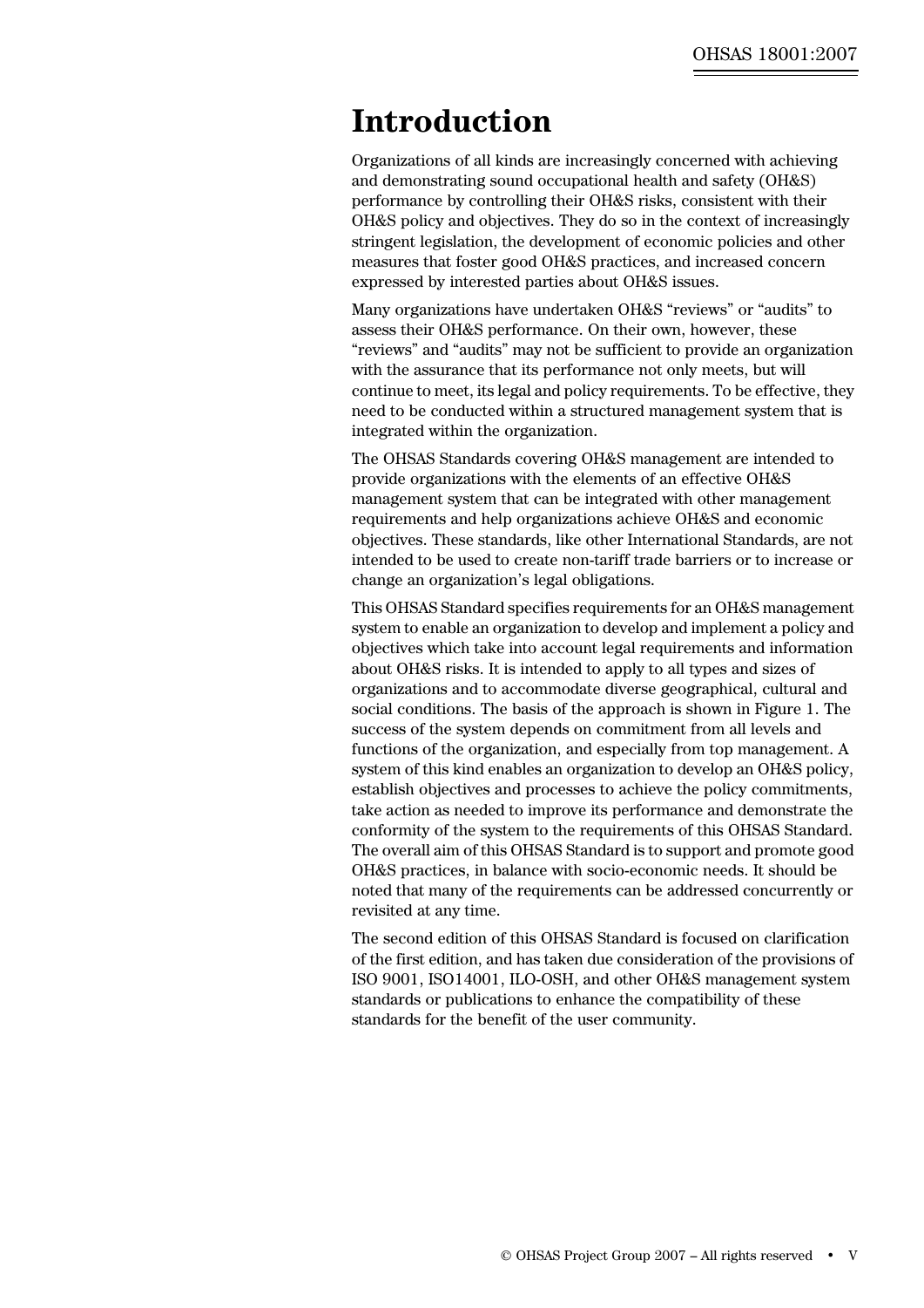# Introduction

Organizations of all kinds are increasingly concerned with achieving and demonstrating sound occupational health and safety (OH&S) performance by controlling their OH&S risks, consistent with their OH&S policy and objectives. They do so in the context of increasingly stringent legislation, the development of economic policies and other measures that foster good OH&S practices, and increased concern expressed by interested parties about OH&S issues.

Many organizations have undertaken OH&S "reviews" or "audits" to assess their OH&S performance. On their own, however, these "reviews" and "audits" may not be sufficient to provide an organization with the assurance that its performance not only meets, but will continue to meet, its legal and policy requirements. To be effective, they need to be conducted within a structured management system that is integrated within the organization.

The OHSAS Standards covering OH&S management are intended to provide organizations with the elements of an effective OH&S management system that can be integrated with other management requirements and help organizations achieve OH&S and economic objectives. These standards, like other International Standards, are not intended to be used to create non-tariff trade barriers or to increase or change an organization's legal obligations.

This OHSAS Standard specifies requirements for an OH&S management system to enable an organization to develop and implement a policy and objectives which take into account legal requirements and information about OH&S risks. It is intended to apply to all types and sizes of organizations and to accommodate diverse geographical, cultural and social conditions. The basis of the approach is shown in Figure 1. The success of the system depends on commitment from all levels and functions of the organization, and especially from top management. A system of this kind enables an organization to develop an OH&S policy, establish objectives and processes to achieve the policy commitments, take action as needed to improve its performance and demonstrate the conformity of the system to the requirements of this OHSAS Standard. The overall aim of this OHSAS Standard is to support and promote good OH&S practices, in balance with socio-economic needs. It should be noted that many of the requirements can be addressed concurrently or revisited at any time.

The second edition of this OHSAS Standard is focused on clarification of the first edition, and has taken due consideration of the provisions of ISO 9001, ISO14001, ILO-OSH, and other OH&S management system standards or publications to enhance the compatibility of these standards for the benefit of the user community.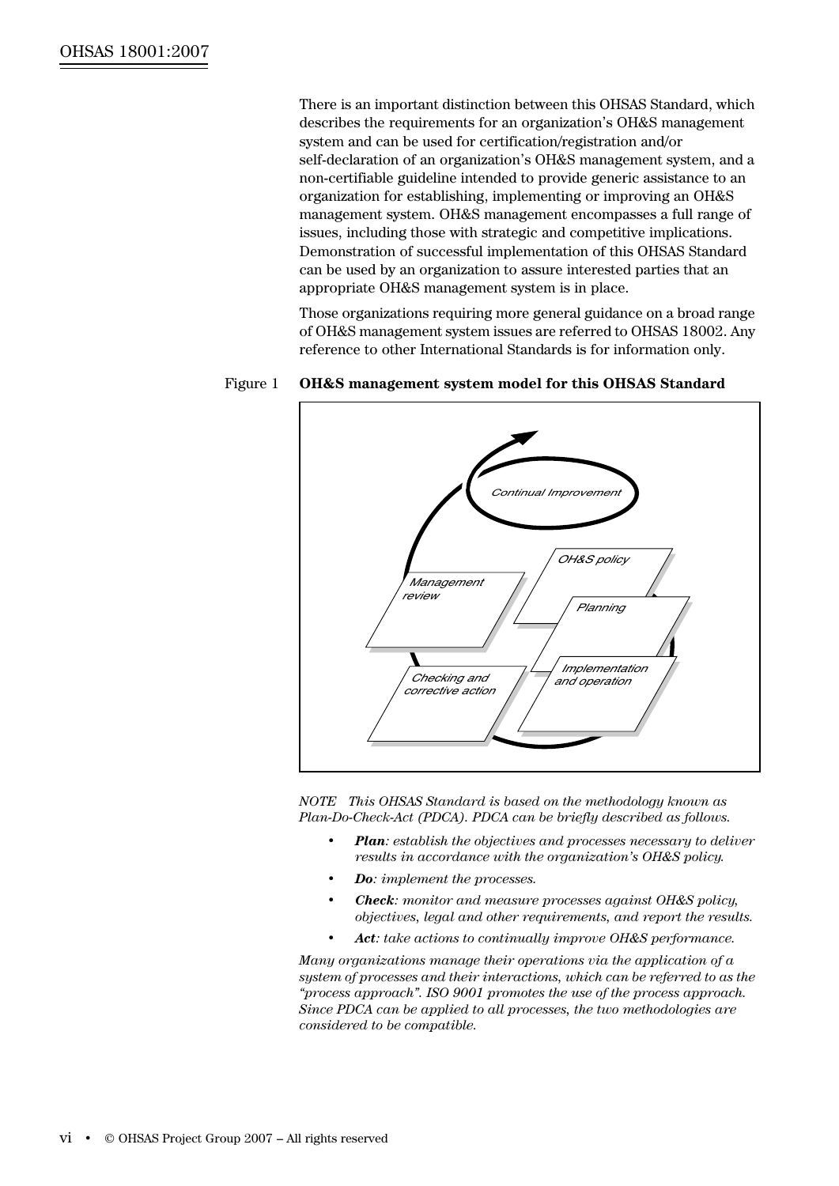There is an important distinction between this OHSAS Standard, which describes the requirements for an organization's OH&S management system and can be used for certification/registration and/or self-declaration of an organization's OH&S management system, and a non-certifiable guideline intended to provide generic assistance to an organization for establishing, implementing or improving an OH&S management system. OH&S management encompasses a full range of issues, including those with strategic and competitive implications. Demonstration of successful implementation of this OHSAS Standard can be used by an organization to assure interested parties that an appropriate OH&S management system is in place.

Those organizations requiring more general guidance on a broad range of OH&S management system issues are referred to OHSAS 18002. Any reference to other International Standards is for information only.

Figure 1 **OH&S management system model for this OHSAS Standard**

*Continual Improvement*

*OH&S policy*

*Planning*

*Implementation and operation*

*Checking and corrective action*

*Management review*

*NOTE This OHSAS Standard is based on the methodology known as Plan-Do-Check-Act (PDCA). PDCA can be briefly described as follows.*

- ***Plan**: establish the objectives and processes necessary to deliver results in accordance with the organization's OH&S policy.*
- ***Do**: implement the processes.*
- ***Check**: monitor and measure processes against OH&S policy, objectives, legal and other requirements, and report the results.*
- ***Act**: take actions to continually improve OH&S performance.*

*Many organizations manage their operations via the application of a system of processes and their interactions, which can be referred to as the "process approach". ISO 9001 promotes the use of the process approach. Since PDCA can be applied to all processes, the two methodologies are considered to be compatible.*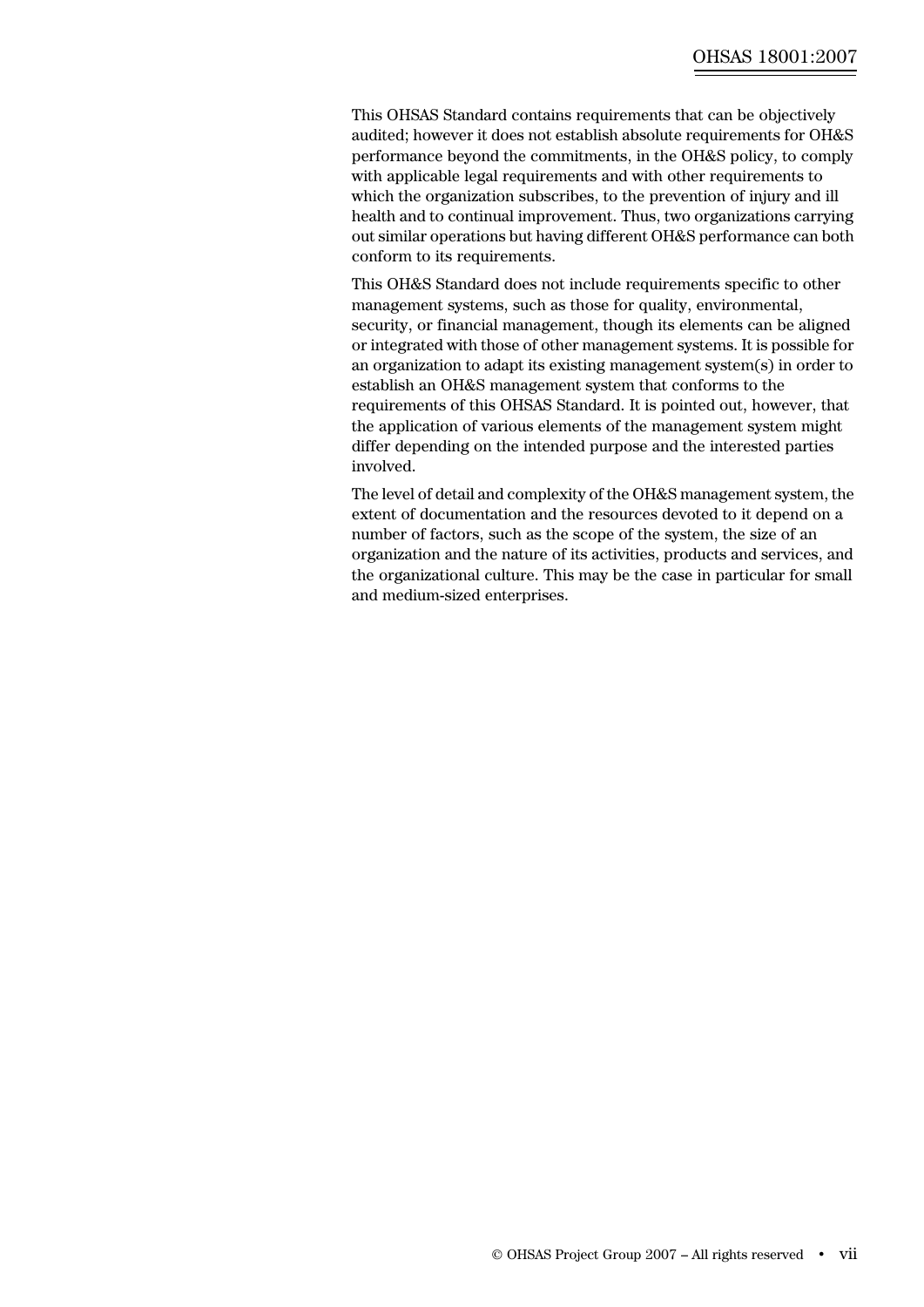This OHSAS Standard contains requirements that can be objectively audited; however it does not establish absolute requirements for OH&S performance beyond the commitments, in the OH&S policy, to comply with applicable legal requirements and with other requirements to which the organization subscribes, to the prevention of injury and ill health and to continual improvement. Thus, two organizations carrying out similar operations but having different OH&S performance can both conform to its requirements.

This OH&S Standard does not include requirements specific to other management systems, such as those for quality, environmental, security, or financial management, though its elements can be aligned or integrated with those of other management systems. It is possible for an organization to adapt its existing management system(s) in order to establish an OH&S management system that conforms to the requirements of this OHSAS Standard. It is pointed out, however, that the application of various elements of the management system might differ depending on the intended purpose and the interested parties involved.

The level of detail and complexity of the OH&S management system, the extent of documentation and the resources devoted to it depend on a number of factors, such as the scope of the system, the size of an organization and the nature of its activities, products and services, and the organizational culture. This may be the case in particular for small and medium-sized enterprises.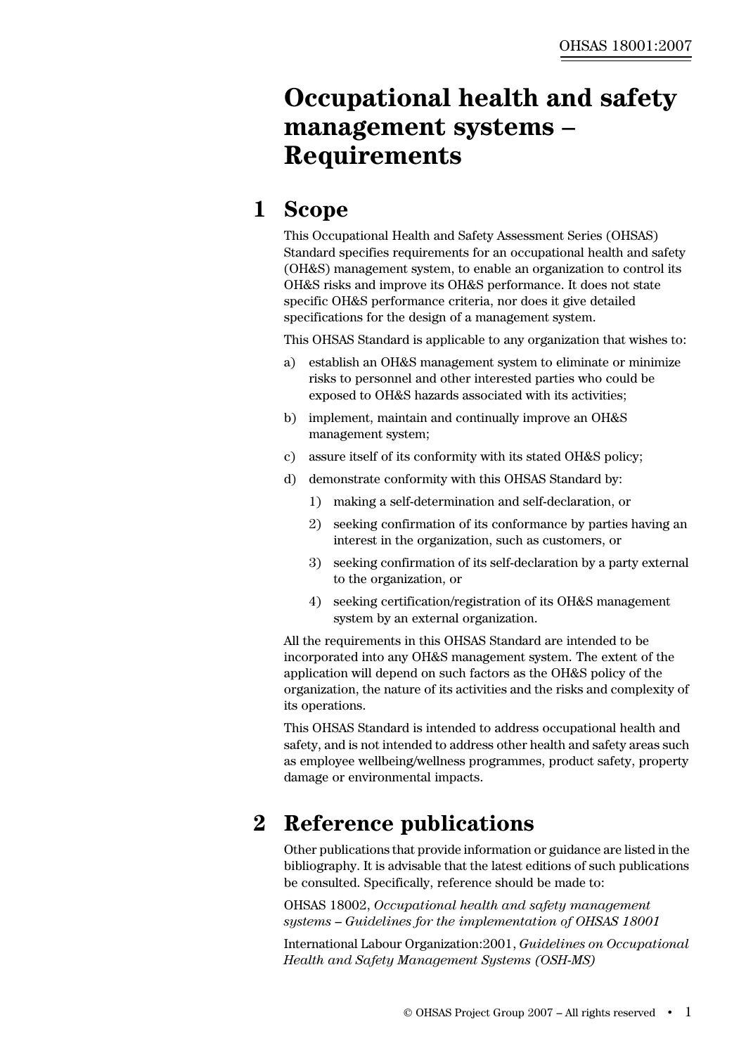# Occupational health and safety management systems – Requirements

## 1 Scope

This Occupational Health and Safety Assessment Series (OHSAS) Standard specifies requirements for an occupational health and safety (OH&S) management system, to enable an organization to control its OH&S risks and improve its OH&S performance. It does not state specific OH&S performance criteria, nor does it give detailed specifications for the design of a management system.

This OHSAS Standard is applicable to any organization that wishes to:

a) establish an OH&S management system to eliminate or minimize risks to personnel and other interested parties who could be exposed to OH&S hazards associated with its activities;

b) implement, maintain and continually improve an OH&S management system;

c) assure itself of its conformity with its stated OH&S policy;

d) demonstrate conformity with this OHSAS Standard by:

   1) making a self-determination and self-declaration, or

   2) seeking confirmation of its conformance by parties having an interest in the organization, such as customers, or

   3) seeking confirmation of its self-declaration by a party external to the organization, or

   4) seeking certification/registration of its OH&S management system by an external organization.

All the requirements in this OHSAS Standard are intended to be incorporated into any OH&S management system. The extent of the application will depend on such factors as the OH&S policy of the organization, the nature of its activities and the risks and complexity of its operations.

This OHSAS Standard is intended to address occupational health and safety, and is not intended to address other health and safety areas such as employee wellbeing/wellness programmes, product safety, property damage or environmental impacts.

## 2 Reference publications

Other publications that provide information or guidance are listed in the bibliography. It is advisable that the latest editions of such publications be consulted. Specifically, reference should be made to:

OHSAS 18002, *Occupational health and safety management systems – Guidelines for the implementation of OHSAS 18001*

International Labour Organization:2001, *Guidelines on Occupational Health and Safety Management Systems (OSH-MS)*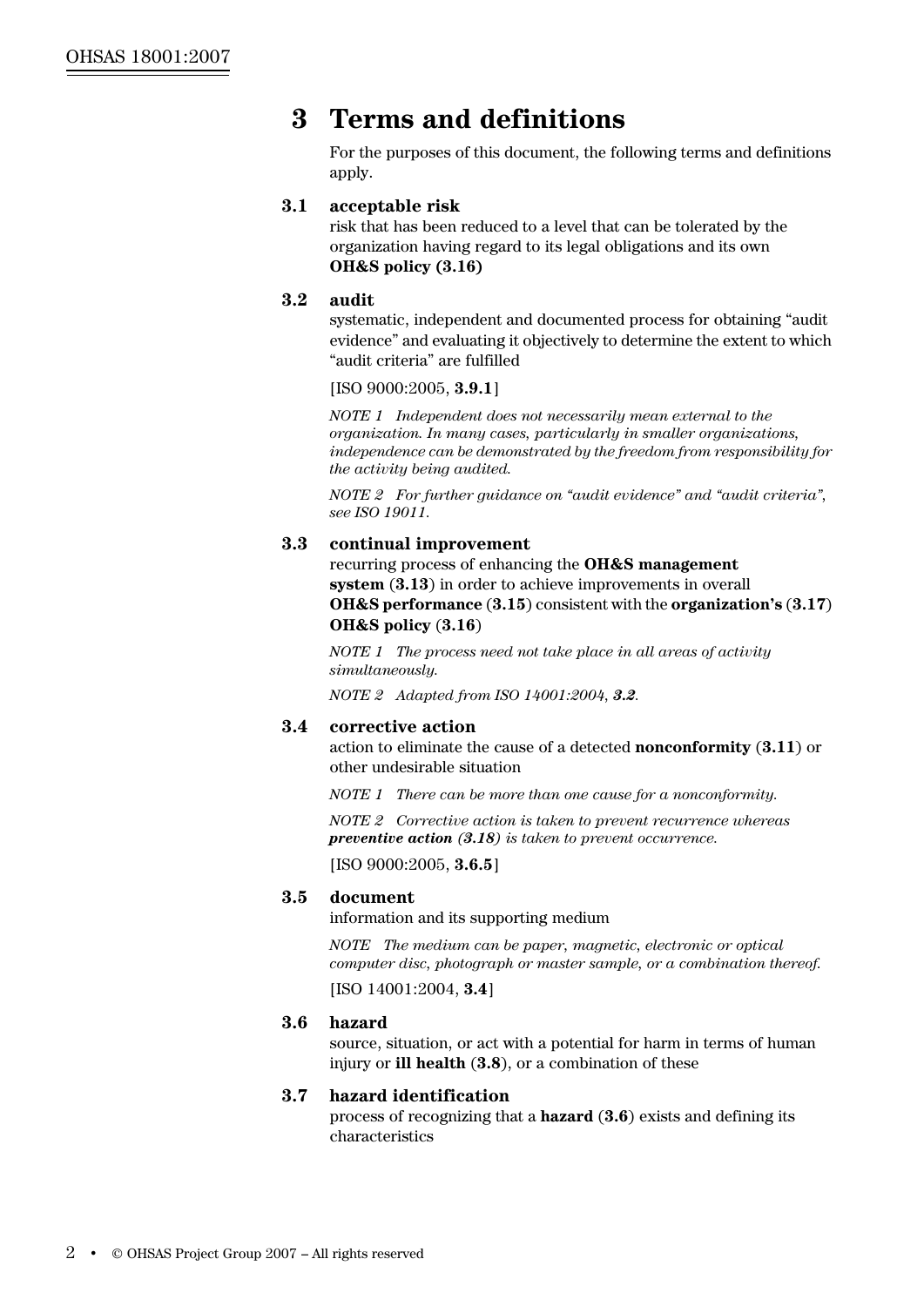# 3 Terms and definitions

For the purposes of this document, the following terms and definitions apply.

## 3.1 acceptable risk

risk that has been reduced to a level that can be tolerated by the organization having regard to its legal obligations and its own **OH&S policy (3.16)**

## 3.2 audit

systematic, independent and documented process for obtaining "audit evidence" and evaluating it objectively to determine the extent to which "audit criteria" are fulfilled

[ISO 9000:2005, **3.9.1**]

*NOTE 1 Independent does not necessarily mean external to the organization. In many cases, particularly in smaller organizations, independence can be demonstrated by the freedom from responsibility for the activity being audited.*

*NOTE 2 For further guidance on "audit evidence" and "audit criteria", see ISO 19011.*

## 3.3 continual improvement

recurring process of enhancing the **OH&S management system** (**3.13**) in order to achieve improvements in overall **OH&S performance** (**3.15**) consistent with the **organization's** (**3.17**) **OH&S policy** (**3.16**)

*NOTE 1 The process need not take place in all areas of activity simultaneously.*

*NOTE 2 Adapted from ISO 14001:2004,* ***3.2****.*

## 3.4 corrective action

action to eliminate the cause of a detected **nonconformity** (**3.11**) or other undesirable situation

*NOTE 1 There can be more than one cause for a nonconformity.*

*NOTE 2 Corrective action is taken to prevent recurrence whereas* ***preventive action*** *(****3.18****) is taken to prevent occurrence.*

[ISO 9000:2005, **3.6.5**]

## 3.5 document

information and its supporting medium

*NOTE The medium can be paper, magnetic, electronic or optical computer disc, photograph or master sample, or a combination thereof.*

[ISO 14001:2004, **3.4**]

## 3.6 hazard

source, situation, or act with a potential for harm in terms of human injury or **ill health** (**3.8**), or a combination of these

## 3.7 hazard identification

process of recognizing that a **hazard** (**3.6**) exists and defining its characteristics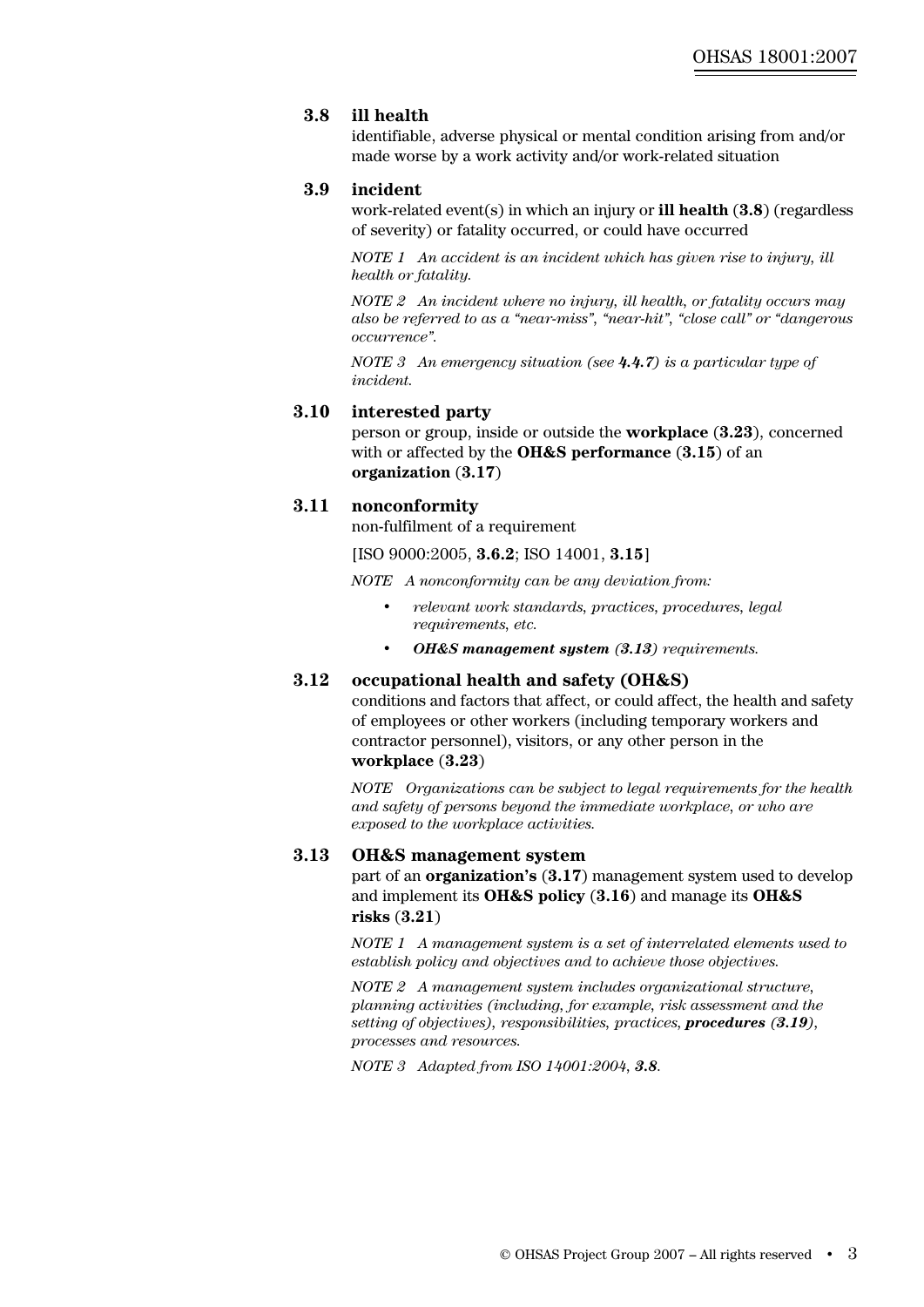### 3.8 ill health

identifiable, adverse physical or mental condition arising from and/or made worse by a work activity and/or work-related situation

### 3.9 incident

work-related event(s) in which an injury or **ill health** (**3.8**) (regardless of severity) or fatality occurred, or could have occurred

*NOTE 1 An accident is an incident which has given rise to injury, ill health or fatality.*

*NOTE 2 An incident where no injury, ill health, or fatality occurs may also be referred to as a "near-miss", "near-hit", "close call" or "dangerous occurrence".*

*NOTE 3 An emergency situation (see **4.4.7**) is a particular type of incident.*

### 3.10 interested party

person or group, inside or outside the **workplace** (**3.23**), concerned with or affected by the **OH&S performance** (**3.15**) of an **organization** (**3.17**)

### 3.11 nonconformity

non-fulfilment of a requirement

[ISO 9000:2005, **3.6.2**; ISO 14001, **3.15**]

*NOTE A nonconformity can be any deviation from:*

- *relevant work standards, practices, procedures, legal requirements, etc.*
- ***OH&S management system (3.13)** requirements.*

### 3.12 occupational health and safety (OH&S)

conditions and factors that affect, or could affect, the health and safety of employees or other workers (including temporary workers and contractor personnel), visitors, or any other person in the **workplace** (**3.23**)

*NOTE Organizations can be subject to legal requirements for the health and safety of persons beyond the immediate workplace, or who are exposed to the workplace activities.*

### 3.13 OH&S management system

part of an **organization's** (**3.17**) management system used to develop and implement its **OH&S policy** (**3.16**) and manage its **OH&S risks** (**3.21**)

*NOTE 1 A management system is a set of interrelated elements used to establish policy and objectives and to achieve those objectives.*

*NOTE 2 A management system includes organizational structure, planning activities (including, for example, risk assessment and the setting of objectives), responsibilities, practices, **procedures (3.19)**, processes and resources.*

*NOTE 3 Adapted from ISO 14001:2004, **3.8**.*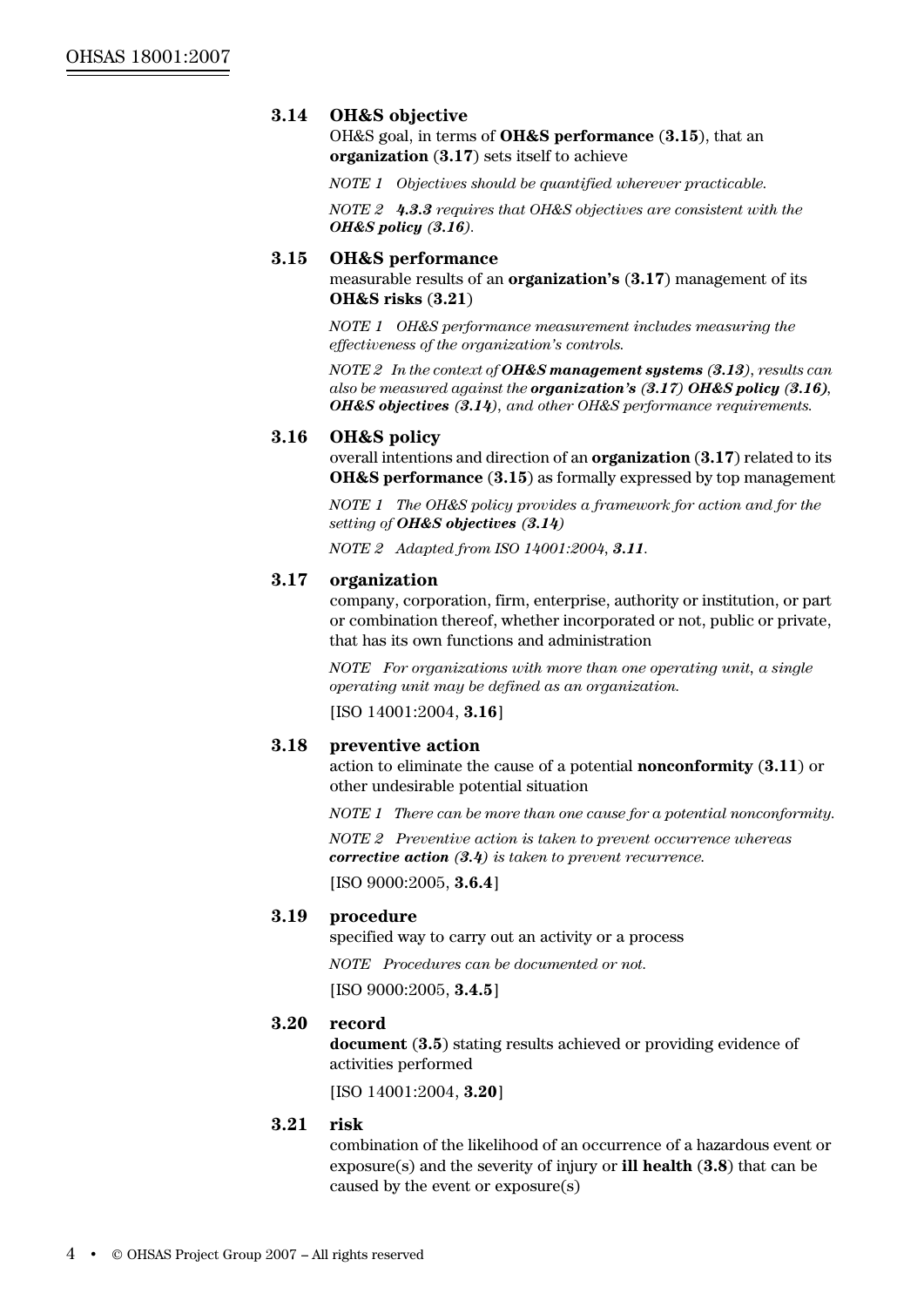### 3.14 OH&S objective

OH&S goal, in terms of **OH&S performance** (**3.15**), that an **organization** (**3.17**) sets itself to achieve

*NOTE 1 Objectives should be quantified wherever practicable.*

*NOTE 2 **4.3.3** requires that OH&S objectives are consistent with the **OH&S policy (3.16)**.*

### 3.15 OH&S performance

measurable results of an **organization's** (**3.17**) management of its **OH&S risks** (**3.21**)

*NOTE 1 OH&S performance measurement includes measuring the effectiveness of the organization's controls.*

*NOTE 2 In the context of **OH&S management systems (3.13)**, results can also be measured against the **organization's (3.17) OH&S policy (3.16)**, **OH&S objectives (3.14)**, and other OH&S performance requirements.*

### 3.16 OH&S policy

overall intentions and direction of an **organization** (**3.17**) related to its **OH&S performance** (**3.15**) as formally expressed by top management

*NOTE 1 The OH&S policy provides a framework for action and for the setting of **OH&S objectives (3.14)***

*NOTE 2 Adapted from ISO 14001:2004, **3.11**.*

### 3.17 organization

company, corporation, firm, enterprise, authority or institution, or part or combination thereof, whether incorporated or not, public or private, that has its own functions and administration

*NOTE For organizations with more than one operating unit, a single operating unit may be defined as an organization.*

[ISO 14001:2004, **3.16**]

### 3.18 preventive action

action to eliminate the cause of a potential **nonconformity** (**3.11**) or other undesirable potential situation

*NOTE 1 There can be more than one cause for a potential nonconformity.*

*NOTE 2 Preventive action is taken to prevent occurrence whereas **corrective action (3.4)** is taken to prevent recurrence.*

[ISO 9000:2005, **3.6.4**]

### 3.19 procedure

specified way to carry out an activity or a process

*NOTE Procedures can be documented or not.*

[ISO 9000:2005, **3.4.5**]

### 3.20 record

**document** (**3.5**) stating results achieved or providing evidence of activities performed

[ISO 14001:2004, **3.20**]

### 3.21 risk

combination of the likelihood of an occurrence of a hazardous event or exposure(s) and the severity of injury or **ill health** (**3.8**) that can be caused by the event or exposure(s)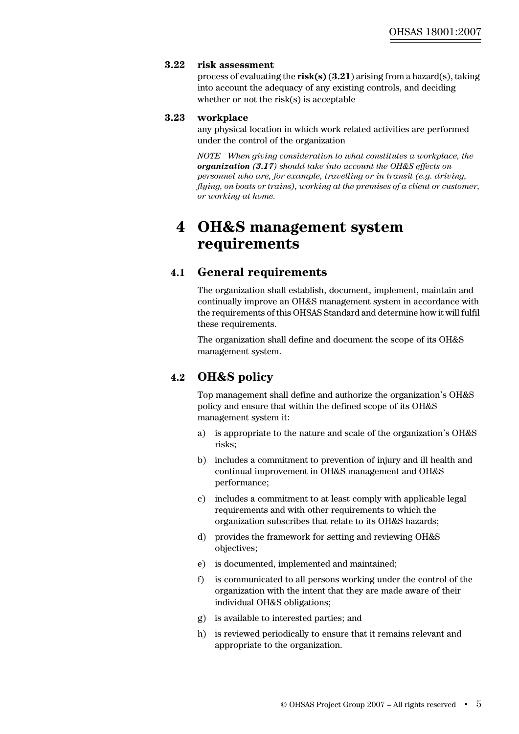**3.22 risk assessment**

process of evaluating the **risk(s)** (**3.21**) arising from a hazard(s), taking into account the adequacy of any existing controls, and deciding whether or not the risk(s) is acceptable

**3.23 workplace**

any physical location in which work related activities are performed under the control of the organization

*NOTE When giving consideration to what constitutes a workplace, the **organization (3.17)** should take into account the OH&S effects on personnel who are, for example, travelling or in transit (e.g. driving, flying, on boats or trains), working at the premises of a client or customer, or working at home.*

# 4 OH&S management system requirements

## 4.1 General requirements

The organization shall establish, document, implement, maintain and continually improve an OH&S management system in accordance with the requirements of this OHSAS Standard and determine how it will fulfil these requirements.

The organization shall define and document the scope of its OH&S management system.

## 4.2 OH&S policy

Top management shall define and authorize the organization's OH&S policy and ensure that within the defined scope of its OH&S management system it:

a) is appropriate to the nature and scale of the organization's OH&S risks;

b) includes a commitment to prevention of injury and ill health and continual improvement in OH&S management and OH&S performance;

c) includes a commitment to at least comply with applicable legal requirements and with other requirements to which the organization subscribes that relate to its OH&S hazards;

d) provides the framework for setting and reviewing OH&S objectives;

e) is documented, implemented and maintained;

f) is communicated to all persons working under the control of the organization with the intent that they are made aware of their individual OH&S obligations;

g) is available to interested parties; and

h) is reviewed periodically to ensure that it remains relevant and appropriate to the organization.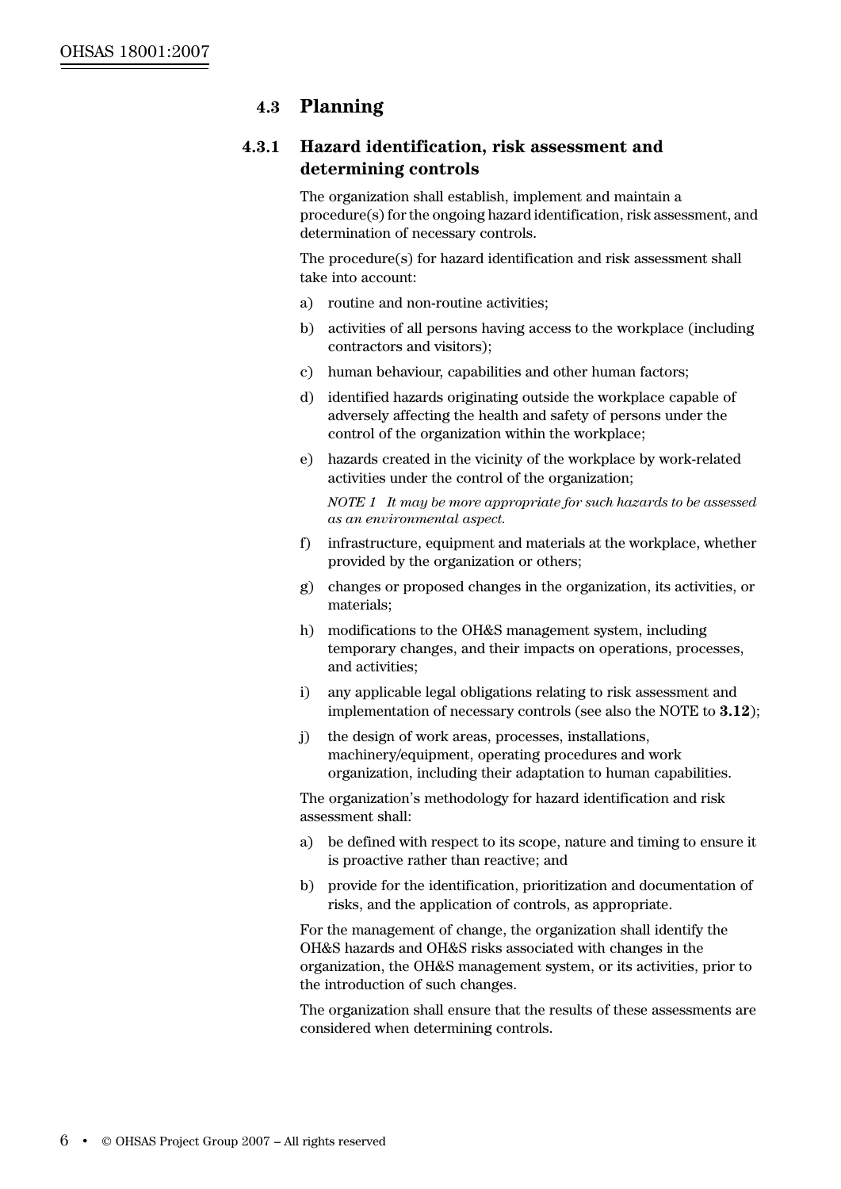## 4.3 Planning

### 4.3.1 Hazard identification, risk assessment and determining controls

The organization shall establish, implement and maintain a procedure(s) for the ongoing hazard identification, risk assessment, and determination of necessary controls.

The procedure(s) for hazard identification and risk assessment shall take into account:

a) routine and non-routine activities;

b) activities of all persons having access to the workplace (including contractors and visitors);

c) human behaviour, capabilities and other human factors;

d) identified hazards originating outside the workplace capable of adversely affecting the health and safety of persons under the control of the organization within the workplace;

e) hazards created in the vicinity of the workplace by work-related activities under the control of the organization;

*NOTE 1 It may be more appropriate for such hazards to be assessed as an environmental aspect.*

f) infrastructure, equipment and materials at the workplace, whether provided by the organization or others;

g) changes or proposed changes in the organization, its activities, or materials;

h) modifications to the OH&S management system, including temporary changes, and their impacts on operations, processes, and activities;

i) any applicable legal obligations relating to risk assessment and implementation of necessary controls (see also the NOTE to **3.12**);

j) the design of work areas, processes, installations, machinery/equipment, operating procedures and work organization, including their adaptation to human capabilities.

The organization's methodology for hazard identification and risk assessment shall:

a) be defined with respect to its scope, nature and timing to ensure it is proactive rather than reactive; and

b) provide for the identification, prioritization and documentation of risks, and the application of controls, as appropriate.

For the management of change, the organization shall identify the OH&S hazards and OH&S risks associated with changes in the organization, the OH&S management system, or its activities, prior to the introduction of such changes.

The organization shall ensure that the results of these assessments are considered when determining controls.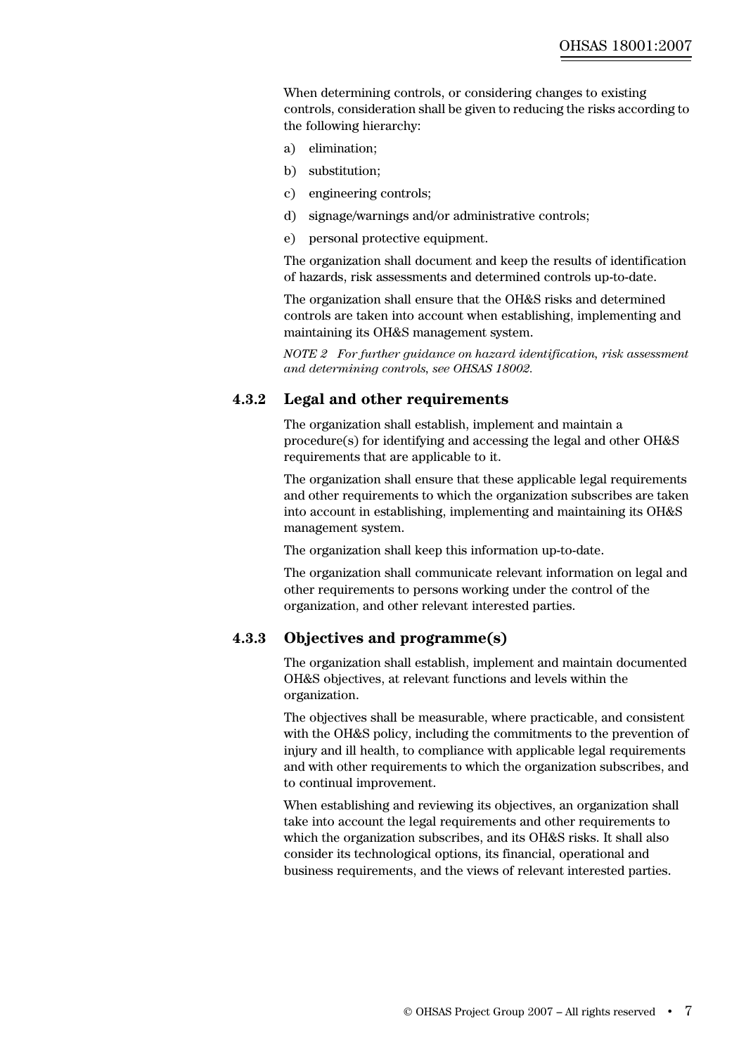When determining controls, or considering changes to existing controls, consideration shall be given to reducing the risks according to the following hierarchy:

a) elimination;

b) substitution;

c) engineering controls;

d) signage/warnings and/or administrative controls;

e) personal protective equipment.

The organization shall document and keep the results of identification of hazards, risk assessments and determined controls up-to-date.

The organization shall ensure that the OH&S risks and determined controls are taken into account when establishing, implementing and maintaining its OH&S management system.

*NOTE 2 For further guidance on hazard identification, risk assessment and determining controls, see OHSAS 18002.*

### 4.3.2 Legal and other requirements

The organization shall establish, implement and maintain a procedure(s) for identifying and accessing the legal and other OH&S requirements that are applicable to it.

The organization shall ensure that these applicable legal requirements and other requirements to which the organization subscribes are taken into account in establishing, implementing and maintaining its OH&S management system.

The organization shall keep this information up-to-date.

The organization shall communicate relevant information on legal and other requirements to persons working under the control of the organization, and other relevant interested parties.

### 4.3.3 Objectives and programme(s)

The organization shall establish, implement and maintain documented OH&S objectives, at relevant functions and levels within the organization.

The objectives shall be measurable, where practicable, and consistent with the OH&S policy, including the commitments to the prevention of injury and ill health, to compliance with applicable legal requirements and with other requirements to which the organization subscribes, and to continual improvement.

When establishing and reviewing its objectives, an organization shall take into account the legal requirements and other requirements to which the organization subscribes, and its OH&S risks. It shall also consider its technological options, its financial, operational and business requirements, and the views of relevant interested parties.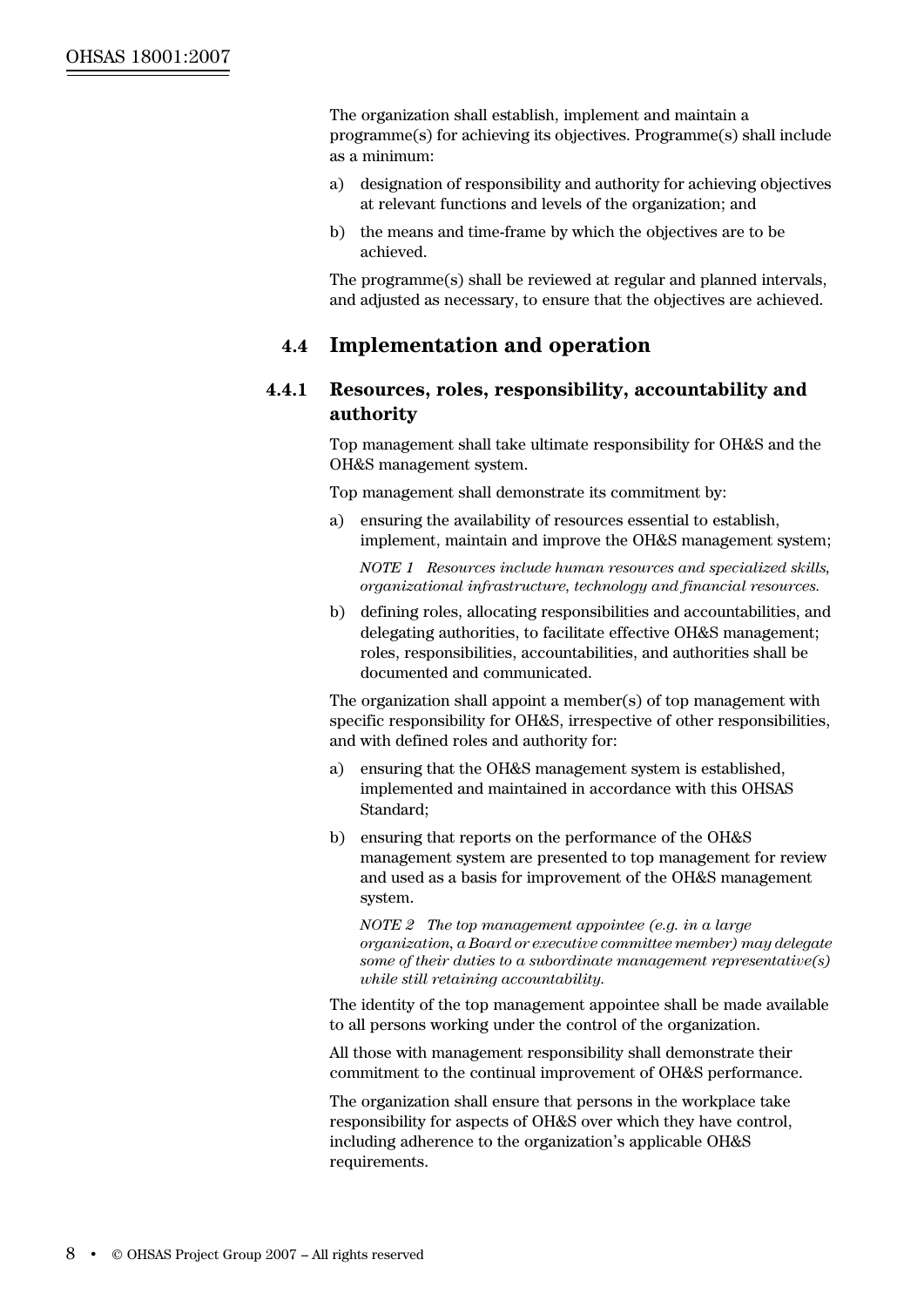The organization shall establish, implement and maintain a programme(s) for achieving its objectives. Programme(s) shall include as a minimum:

a) designation of responsibility and authority for achieving objectives at relevant functions and levels of the organization; and

b) the means and time-frame by which the objectives are to be achieved.

The programme(s) shall be reviewed at regular and planned intervals, and adjusted as necessary, to ensure that the objectives are achieved.

## 4.4 Implementation and operation

### 4.4.1 Resources, roles, responsibility, accountability and authority

Top management shall take ultimate responsibility for OH&S and the OH&S management system.

Top management shall demonstrate its commitment by:

a) ensuring the availability of resources essential to establish, implement, maintain and improve the OH&S management system;

   *NOTE 1 Resources include human resources and specialized skills, organizational infrastructure, technology and financial resources.*

b) defining roles, allocating responsibilities and accountabilities, and delegating authorities, to facilitate effective OH&S management; roles, responsibilities, accountabilities, and authorities shall be documented and communicated.

The organization shall appoint a member(s) of top management with specific responsibility for OH&S, irrespective of other responsibilities, and with defined roles and authority for:

a) ensuring that the OH&S management system is established, implemented and maintained in accordance with this OHSAS Standard;

b) ensuring that reports on the performance of the OH&S management system are presented to top management for review and used as a basis for improvement of the OH&S management system.

   *NOTE 2 The top management appointee (e.g. in a large organization, a Board or executive committee member) may delegate some of their duties to a subordinate management representative(s) while still retaining accountability.*

The identity of the top management appointee shall be made available to all persons working under the control of the organization.

All those with management responsibility shall demonstrate their commitment to the continual improvement of OH&S performance.

The organization shall ensure that persons in the workplace take responsibility for aspects of OH&S over which they have control, including adherence to the organization's applicable OH&S requirements.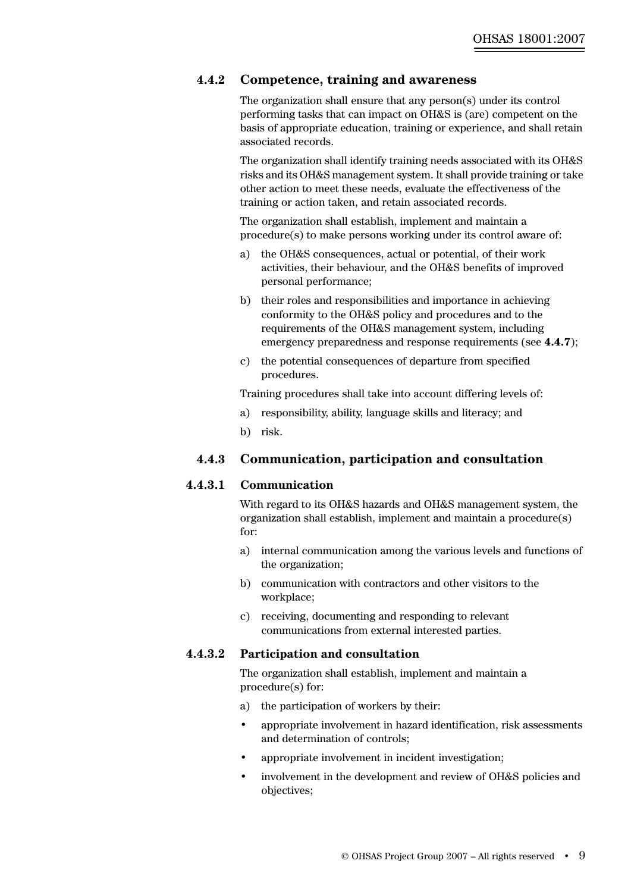### 4.4.2 Competence, training and awareness

The organization shall ensure that any person(s) under its control performing tasks that can impact on OH&S is (are) competent on the basis of appropriate education, training or experience, and shall retain associated records.

The organization shall identify training needs associated with its OH&S risks and its OH&S management system. It shall provide training or take other action to meet these needs, evaluate the effectiveness of the training or action taken, and retain associated records.

The organization shall establish, implement and maintain a procedure(s) to make persons working under its control aware of:

a) the OH&S consequences, actual or potential, of their work activities, their behaviour, and the OH&S benefits of improved personal performance;

b) their roles and responsibilities and importance in achieving conformity to the OH&S policy and procedures and to the requirements of the OH&S management system, including emergency preparedness and response requirements (see **4.4.7**);

c) the potential consequences of departure from specified procedures.

Training procedures shall take into account differing levels of:

a) responsibility, ability, language skills and literacy; and

b) risk.

### 4.4.3 Communication, participation and consultation

#### 4.4.3.1 Communication

With regard to its OH&S hazards and OH&S management system, the organization shall establish, implement and maintain a procedure(s) for:

a) internal communication among the various levels and functions of the organization;

b) communication with contractors and other visitors to the workplace;

c) receiving, documenting and responding to relevant communications from external interested parties.

#### 4.4.3.2 Participation and consultation

The organization shall establish, implement and maintain a procedure(s) for:

a) the participation of workers by their:

- appropriate involvement in hazard identification, risk assessments and determination of controls;
- appropriate involvement in incident investigation;
- involvement in the development and review of OH&S policies and objectives;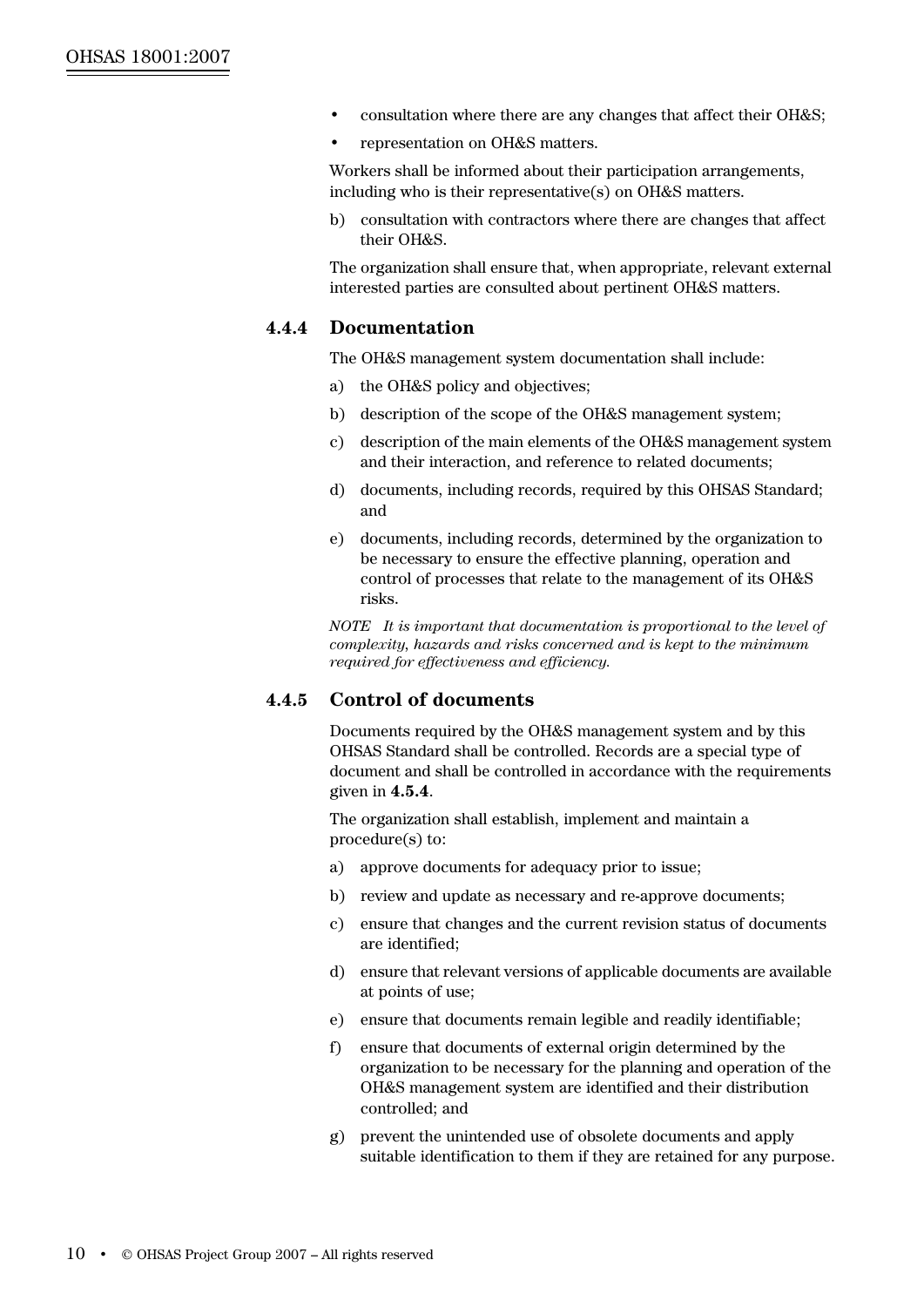- consultation where there are any changes that affect their OH&S;
- representation on OH&S matters.

Workers shall be informed about their participation arrangements, including who is their representative(s) on OH&S matters.

b) consultation with contractors where there are changes that affect their OH&S.

The organization shall ensure that, when appropriate, relevant external interested parties are consulted about pertinent OH&S matters.

### 4.4.4 Documentation

The OH&S management system documentation shall include:

a) the OH&S policy and objectives;

b) description of the scope of the OH&S management system;

c) description of the main elements of the OH&S management system and their interaction, and reference to related documents;

d) documents, including records, required by this OHSAS Standard; and

e) documents, including records, determined by the organization to be necessary to ensure the effective planning, operation and control of processes that relate to the management of its OH&S risks.

*NOTE It is important that documentation is proportional to the level of complexity, hazards and risks concerned and is kept to the minimum required for effectiveness and efficiency.*

### 4.4.5 Control of documents

Documents required by the OH&S management system and by this OHSAS Standard shall be controlled. Records are a special type of document and shall be controlled in accordance with the requirements given in **4.5.4**.

The organization shall establish, implement and maintain a procedure(s) to:

a) approve documents for adequacy prior to issue;

b) review and update as necessary and re-approve documents;

c) ensure that changes and the current revision status of documents are identified;

d) ensure that relevant versions of applicable documents are available at points of use;

e) ensure that documents remain legible and readily identifiable;

f) ensure that documents of external origin determined by the organization to be necessary for the planning and operation of the OH&S management system are identified and their distribution controlled; and

g) prevent the unintended use of obsolete documents and apply suitable identification to them if they are retained for any purpose.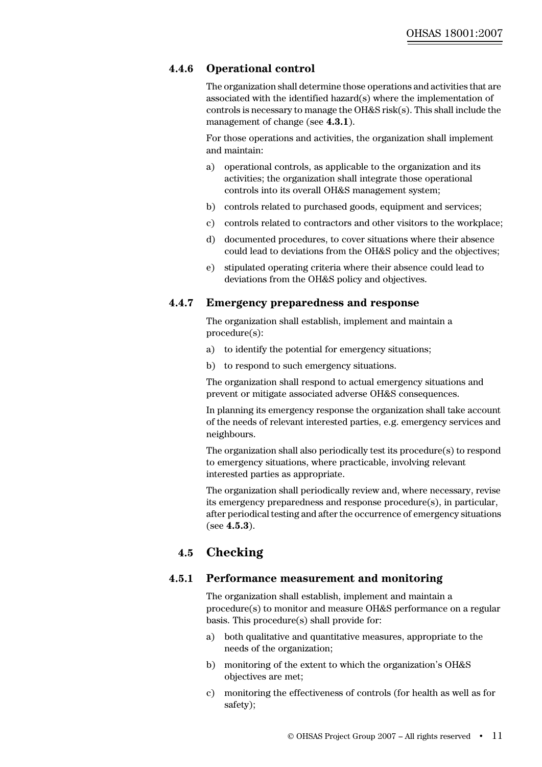### 4.4.6 Operational control

The organization shall determine those operations and activities that are associated with the identified hazard(s) where the implementation of controls is necessary to manage the OH&S risk(s). This shall include the management of change (see **4.3.1**).

For those operations and activities, the organization shall implement and maintain:

a) operational controls, as applicable to the organization and its activities; the organization shall integrate those operational controls into its overall OH&S management system;

b) controls related to purchased goods, equipment and services;

c) controls related to contractors and other visitors to the workplace;

d) documented procedures, to cover situations where their absence could lead to deviations from the OH&S policy and the objectives;

e) stipulated operating criteria where their absence could lead to deviations from the OH&S policy and objectives.

### 4.4.7 Emergency preparedness and response

The organization shall establish, implement and maintain a procedure(s):

a) to identify the potential for emergency situations;

b) to respond to such emergency situations.

The organization shall respond to actual emergency situations and prevent or mitigate associated adverse OH&S consequences.

In planning its emergency response the organization shall take account of the needs of relevant interested parties, e.g. emergency services and neighbours.

The organization shall also periodically test its procedure(s) to respond to emergency situations, where practicable, involving relevant interested parties as appropriate.

The organization shall periodically review and, where necessary, revise its emergency preparedness and response procedure(s), in particular, after periodical testing and after the occurrence of emergency situations (see **4.5.3**).

## 4.5 Checking

### 4.5.1 Performance measurement and monitoring

The organization shall establish, implement and maintain a procedure(s) to monitor and measure OH&S performance on a regular basis. This procedure(s) shall provide for:

a) both qualitative and quantitative measures, appropriate to the needs of the organization;

b) monitoring of the extent to which the organization's OH&S objectives are met;

c) monitoring the effectiveness of controls (for health as well as for safety);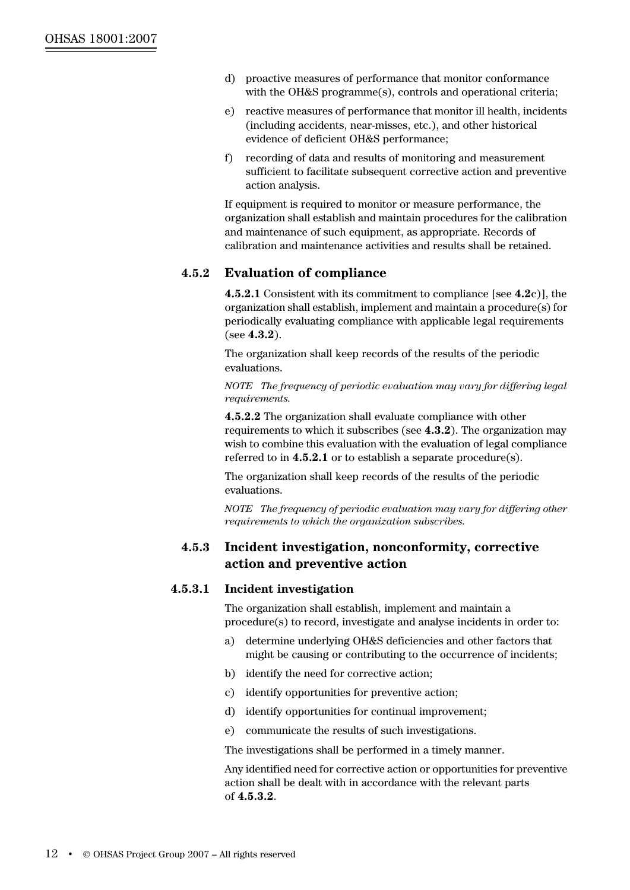d) proactive measures of performance that monitor conformance with the OH&S programme(s), controls and operational criteria;

e) reactive measures of performance that monitor ill health, incidents (including accidents, near-misses, etc.), and other historical evidence of deficient OH&S performance;

f) recording of data and results of monitoring and measurement sufficient to facilitate subsequent corrective action and preventive action analysis.

If equipment is required to monitor or measure performance, the organization shall establish and maintain procedures for the calibration and maintenance of such equipment, as appropriate. Records of calibration and maintenance activities and results shall be retained.

### 4.5.2 Evaluation of compliance

**4.5.2.1** Consistent with its commitment to compliance [see **4.2**c)], the organization shall establish, implement and maintain a procedure(s) for periodically evaluating compliance with applicable legal requirements (see **4.3.2**).

The organization shall keep records of the results of the periodic evaluations.

*NOTE The frequency of periodic evaluation may vary for differing legal requirements.*

**4.5.2.2** The organization shall evaluate compliance with other requirements to which it subscribes (see **4.3.2**). The organization may wish to combine this evaluation with the evaluation of legal compliance referred to in **4.5.2.1** or to establish a separate procedure(s).

The organization shall keep records of the results of the periodic evaluations.

*NOTE The frequency of periodic evaluation may vary for differing other requirements to which the organization subscribes.*

### 4.5.3 Incident investigation, nonconformity, corrective action and preventive action

#### 4.5.3.1 Incident investigation

The organization shall establish, implement and maintain a procedure(s) to record, investigate and analyse incidents in order to:

a) determine underlying OH&S deficiencies and other factors that might be causing or contributing to the occurrence of incidents;

b) identify the need for corrective action;

c) identify opportunities for preventive action;

d) identify opportunities for continual improvement;

e) communicate the results of such investigations.

The investigations shall be performed in a timely manner.

Any identified need for corrective action or opportunities for preventive action shall be dealt with in accordance with the relevant parts of **4.5.3.2**.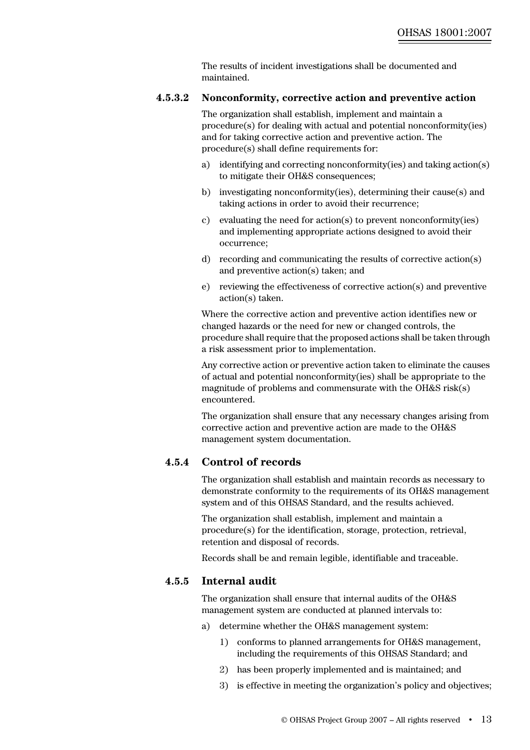The results of incident investigations shall be documented and maintained.

#### 4.5.3.2 Nonconformity, corrective action and preventive action

The organization shall establish, implement and maintain a procedure(s) for dealing with actual and potential nonconformity(ies) and for taking corrective action and preventive action. The procedure(s) shall define requirements for:

a) identifying and correcting nonconformity(ies) and taking action(s) to mitigate their OH&S consequences;

b) investigating nonconformity(ies), determining their cause(s) and taking actions in order to avoid their recurrence;

c) evaluating the need for action(s) to prevent nonconformity(ies) and implementing appropriate actions designed to avoid their occurrence;

d) recording and communicating the results of corrective action(s) and preventive action(s) taken; and

e) reviewing the effectiveness of corrective action(s) and preventive action(s) taken.

Where the corrective action and preventive action identifies new or changed hazards or the need for new or changed controls, the procedure shall require that the proposed actions shall be taken through a risk assessment prior to implementation.

Any corrective action or preventive action taken to eliminate the causes of actual and potential nonconformity(ies) shall be appropriate to the magnitude of problems and commensurate with the OH&S risk(s) encountered.

The organization shall ensure that any necessary changes arising from corrective action and preventive action are made to the OH&S management system documentation.

### 4.5.4 Control of records

The organization shall establish and maintain records as necessary to demonstrate conformity to the requirements of its OH&S management system and of this OHSAS Standard, and the results achieved.

The organization shall establish, implement and maintain a procedure(s) for the identification, storage, protection, retrieval, retention and disposal of records.

Records shall be and remain legible, identifiable and traceable.

### 4.5.5 Internal audit

The organization shall ensure that internal audits of the OH&S management system are conducted at planned intervals to:

a) determine whether the OH&S management system:

   1) conforms to planned arrangements for OH&S management, including the requirements of this OHSAS Standard; and

   2) has been properly implemented and is maintained; and

   3) is effective in meeting the organization's policy and objectives;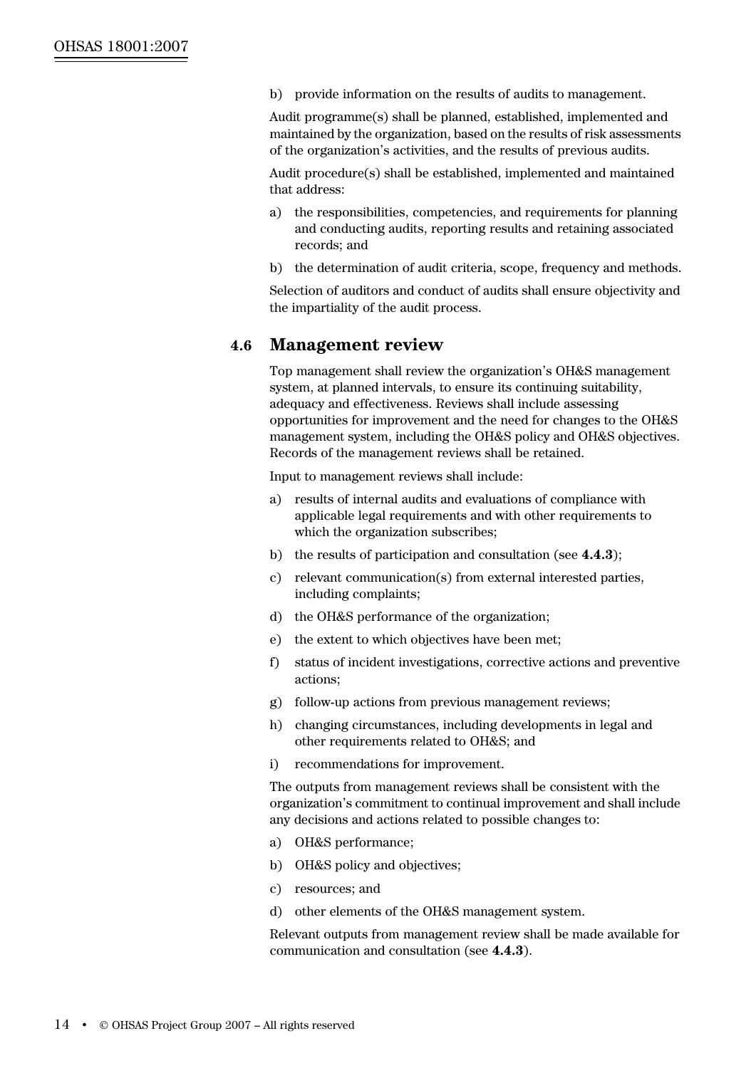b) provide information on the results of audits to management.

Audit programme(s) shall be planned, established, implemented and maintained by the organization, based on the results of risk assessments of the organization's activities, and the results of previous audits.

Audit procedure(s) shall be established, implemented and maintained that address:

a) the responsibilities, competencies, and requirements for planning and conducting audits, reporting results and retaining associated records; and

b) the determination of audit criteria, scope, frequency and methods.

Selection of auditors and conduct of audits shall ensure objectivity and the impartiality of the audit process.

## 4.6 Management review

Top management shall review the organization's OH&S management system, at planned intervals, to ensure its continuing suitability, adequacy and effectiveness. Reviews shall include assessing opportunities for improvement and the need for changes to the OH&S management system, including the OH&S policy and OH&S objectives. Records of the management reviews shall be retained.

Input to management reviews shall include:

a) results of internal audits and evaluations of compliance with applicable legal requirements and with other requirements to which the organization subscribes;

b) the results of participation and consultation (see **4.4.3**);

c) relevant communication(s) from external interested parties, including complaints;

d) the OH&S performance of the organization;

e) the extent to which objectives have been met;

f) status of incident investigations, corrective actions and preventive actions;

g) follow-up actions from previous management reviews;

h) changing circumstances, including developments in legal and other requirements related to OH&S; and

i) recommendations for improvement.

The outputs from management reviews shall be consistent with the organization's commitment to continual improvement and shall include any decisions and actions related to possible changes to:

a) OH&S performance;

b) OH&S policy and objectives;

c) resources; and

d) other elements of the OH&S management system.

Relevant outputs from management review shall be made available for communication and consultation (see **4.4.3**).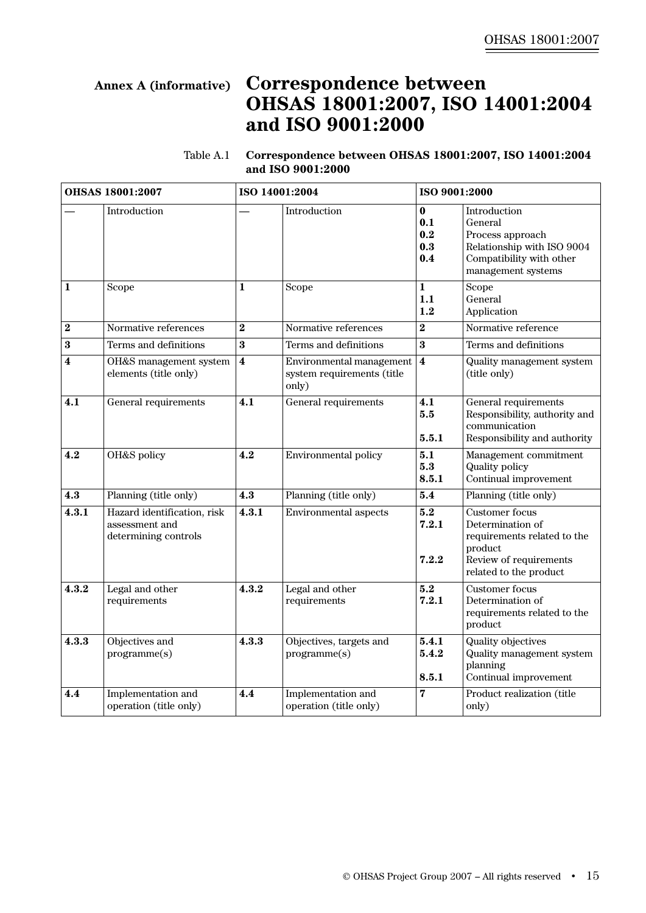## Annex A (informative) Correspondence between OHSAS 18001:2007, ISO 14001:2004 and ISO 9001:2000

Table A.1 **Correspondence between OHSAS 18001:2007, ISO 14001:2004 and ISO 9001:2000**

| OHSAS 18001:2007 | | ISO 14001:2004 | | ISO 9001:2000 | |
|---|---|---|---|---|---|
| — | Introduction | — | Introduction | **0**<br>**0.1**<br>**0.2**<br>**0.3**<br>**0.4** | Introduction<br>General<br>Process approach<br>Relationship with ISO 9004<br>Compatibility with other management systems |
| **1** | Scope | **1** | Scope | **1**<br>**1.1**<br>**1.2** | Scope<br>General<br>Application |
| **2** | Normative references | **2** | Normative references | **2** | Normative reference |
| **3** | Terms and definitions | **3** | Terms and definitions | **3** | Terms and definitions |
| **4** | OH&S management system elements (title only) | **4** | Environmental management system requirements (title only) | **4** | Quality management system (title only) |
| **4.1** | General requirements | **4.1** | General requirements | **4.1**<br>**5.5**<br>**5.5.1** | General requirements<br>Responsibility, authority and communication<br>Responsibility and authority |
| **4.2** | OH&S policy | **4.2** | Environmental policy | **5.1**<br>**5.3**<br>**8.5.1** | Management commitment<br>Quality policy<br>Continual improvement |
| **4.3** | Planning (title only) | **4.3** | Planning (title only) | **5.4** | Planning (title only) |
| **4.3.1** | Hazard identification, risk assessment and determining controls | **4.3.1** | Environmental aspects | **5.2**<br>**7.2.1**<br>**7.2.2** | Customer focus<br>Determination of requirements related to the product<br>Review of requirements related to the product |
| **4.3.2** | Legal and other requirements | **4.3.2** | Legal and other requirements | **5.2**<br>**7.2.1** | Customer focus<br>Determination of requirements related to the product |
| **4.3.3** | Objectives and programme(s) | **4.3.3** | Objectives, targets and programme(s) | **5.4.1**<br>**5.4.2**<br>**8.5.1** | Quality objectives<br>Quality management system planning<br>Continual improvement |
| **4.4** | Implementation and operation (title only) | **4.4** | Implementation and operation (title only) | **7** | Product realization (title only) |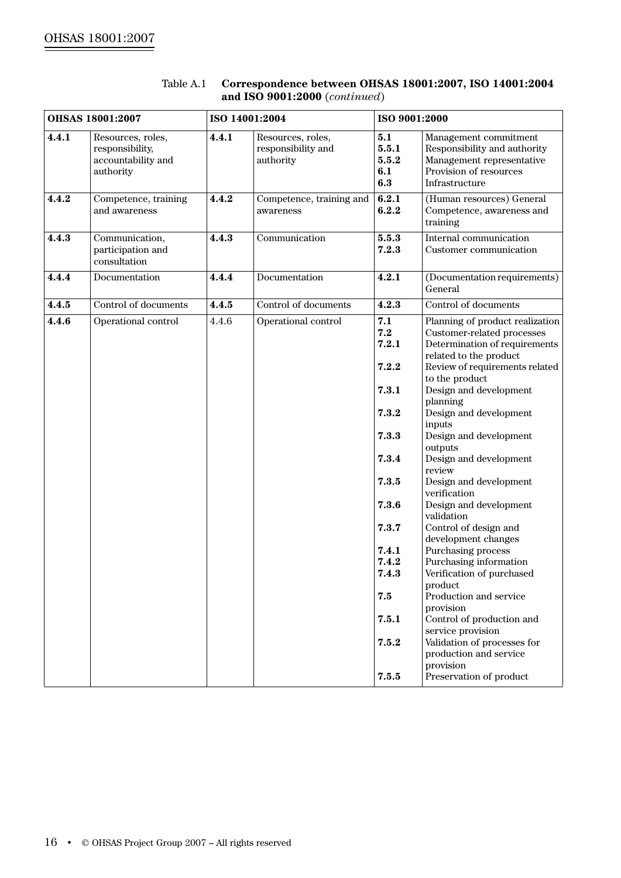Table A.1 **Correspondence between OHSAS 18001:2007, ISO 14001:2004 and ISO 9001:2000** (*continued*)

| **OHSAS 18001:2007** | | **ISO 14001:2004** | | **ISO 9001:2000** | |
|---|---|---|---|---|---|
| **4.4.1** | Resources, roles, responsibility, accountability and authority | **4.4.1** | Resources, roles, responsibility and authority | **5.1**<br>**5.5.1**<br>**5.5.2**<br>**6.1**<br>**6.3** | Management commitment<br>Responsibility and authority<br>Management representative<br>Provision of resources<br>Infrastructure |
| **4.4.2** | Competence, training and awareness | **4.4.2** | Competence, training and awareness | **6.2.1**<br>**6.2.2** | (Human resources) General<br>Competence, awareness and training |
| **4.4.3** | Communication, participation and consultation | **4.4.3** | Communication | **5.5.3**<br>**7.2.3** | Internal communication<br>Customer communication |
| **4.4.4** | Documentation | **4.4.4** | Documentation | **4.2.1** | (Documentation requirements) General |
| **4.4.5** | Control of documents | **4.4.5** | Control of documents | **4.2.3** | Control of documents |
| **4.4.6** | Operational control | 4.4.6 | Operational control | **7.1**<br>**7.2**<br>**7.2.1**<br>**7.2.2**<br>**7.3.1**<br>**7.3.2**<br>**7.3.3**<br>**7.3.4**<br>**7.3.5**<br>**7.3.6**<br>**7.3.7**<br>**7.4.1**<br>**7.4.2**<br>**7.4.3**<br>**7.5**<br>**7.5.1**<br>**7.5.2**<br>**7.5.5** | Planning of product realization<br>Customer-related processes<br>Determination of requirements related to the product<br>Review of requirements related to the product<br>Design and development planning<br>Design and development inputs<br>Design and development outputs<br>Design and development review<br>Design and development verification<br>Design and development validation<br>Control of design and development changes<br>Purchasing process<br>Purchasing information<br>Verification of purchased product<br>Production and service provision<br>Control of production and service provision<br>Validation of processes for production and service provision<br>Preservation of product |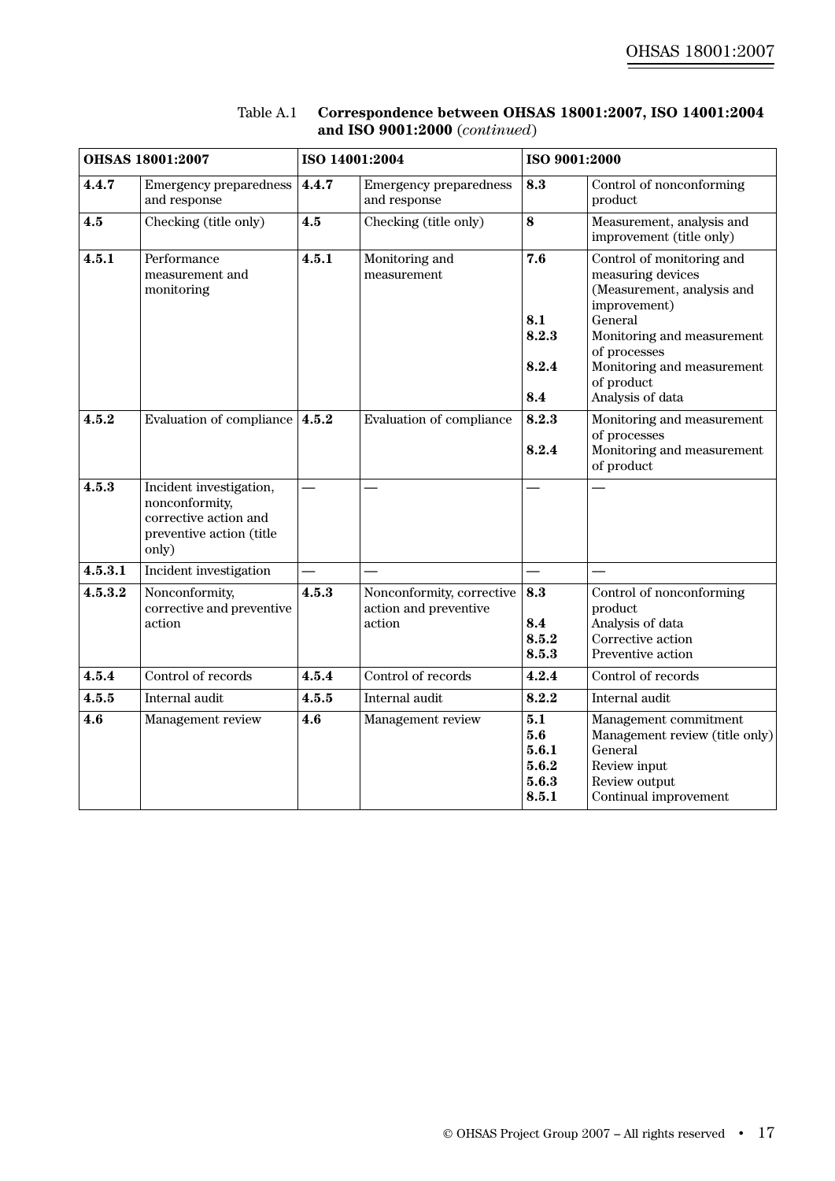Table A.1 **Correspondence between OHSAS 18001:2007, ISO 14001:2004 and ISO 9001:2000** (*continued*)

| **OHSAS 18001:2007** | | **ISO 14001:2004** | | **ISO 9001:2000** | |
|---|---|---|---|---|---|
| **4.4.7** | Emergency preparedness and response | **4.4.7** | Emergency preparedness and response | **8.3** | Control of nonconforming product |
| **4.5** | Checking (title only) | **4.5** | Checking (title only) | **8** | Measurement, analysis and improvement (title only) |
| **4.5.1** | Performance measurement and monitoring | **4.5.1** | Monitoring and measurement | **7.6**<br><br><br>**8.1**<br>**8.2.3**<br><br>**8.2.4**<br><br>**8.4** | Control of monitoring and measuring devices (Measurement, analysis and improvement)<br>General<br>Monitoring and measurement of processes<br>Monitoring and measurement of product<br>Analysis of data |
| **4.5.2** | Evaluation of compliance | **4.5.2** | Evaluation of compliance | **8.2.3**<br><br>**8.2.4** | Monitoring and measurement of processes<br>Monitoring and measurement of product |
| **4.5.3** | Incident investigation, nonconformity, corrective action and preventive action (title only) | — | — | — | — |
| **4.5.3.1** | Incident investigation | — | — | — | — |
| **4.5.3.2** | Nonconformity, corrective and preventive action | **4.5.3** | Nonconformity, corrective action and preventive action | **8.3**<br><br>**8.4**<br>**8.5.2**<br>**8.5.3** | Control of nonconforming product<br>Analysis of data<br>Corrective action<br>Preventive action |
| **4.5.4** | Control of records | **4.5.4** | Control of records | **4.2.4** | Control of records |
| **4.5.5** | Internal audit | **4.5.5** | Internal audit | **8.2.2** | Internal audit |
| **4.6** | Management review | **4.6** | Management review | **5.1**<br>**5.6**<br>**5.6.1**<br>**5.6.2**<br>**5.6.3**<br>**8.5.1** | Management commitment<br>Management review (title only)<br>General<br>Review input<br>Review output<br>Continual improvement |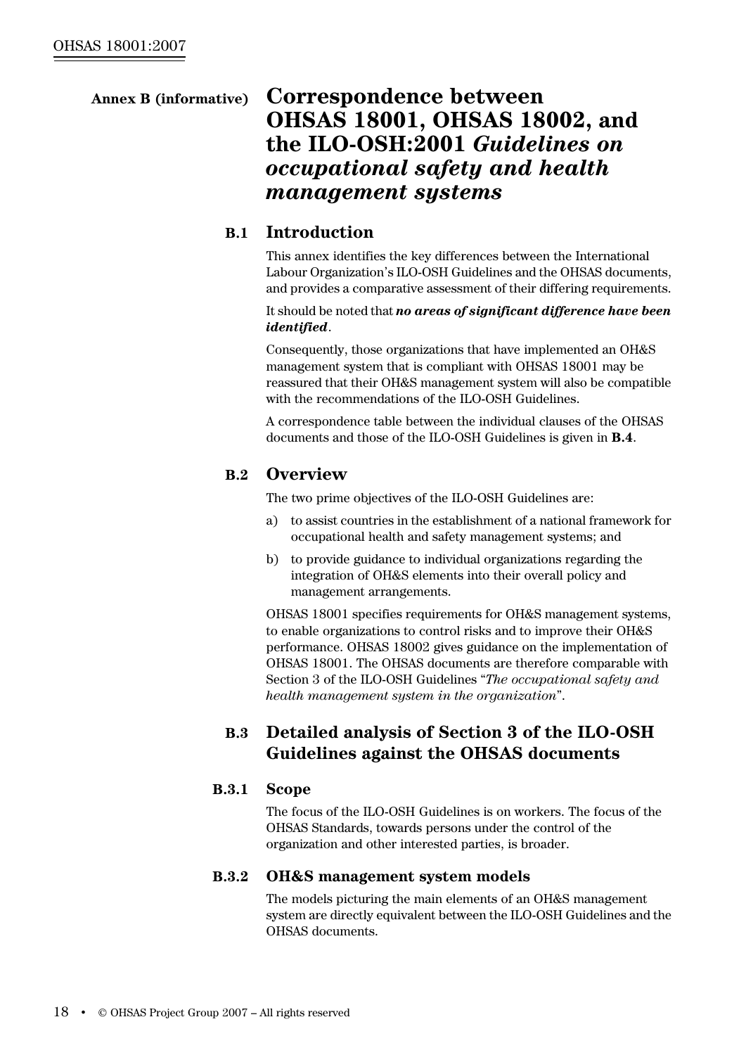# Annex B (informative) Correspondence between OHSAS 18001, OHSAS 18002, and the ILO-OSH:2001 *Guidelines on occupational safety and health management systems*

## B.1 Introduction

This annex identifies the key differences between the International Labour Organization's ILO-OSH Guidelines and the OHSAS documents, and provides a comparative assessment of their differing requirements.

It should be noted that ***no areas of significant difference have been identified***.

Consequently, those organizations that have implemented an OH&S management system that is compliant with OHSAS 18001 may be reassured that their OH&S management system will also be compatible with the recommendations of the ILO-OSH Guidelines.

A correspondence table between the individual clauses of the OHSAS documents and those of the ILO-OSH Guidelines is given in **B.4**.

## B.2 Overview

The two prime objectives of the ILO-OSH Guidelines are:

a) to assist countries in the establishment of a national framework for occupational health and safety management systems; and

b) to provide guidance to individual organizations regarding the integration of OH&S elements into their overall policy and management arrangements.

OHSAS 18001 specifies requirements for OH&S management systems, to enable organizations to control risks and to improve their OH&S performance. OHSAS 18002 gives guidance on the implementation of OHSAS 18001. The OHSAS documents are therefore comparable with Section 3 of the ILO-OSH Guidelines "*The occupational safety and health management system in the organization*".

## B.3 Detailed analysis of Section 3 of the ILO-OSH Guidelines against the OHSAS documents

### B.3.1 Scope

The focus of the ILO-OSH Guidelines is on workers. The focus of the OHSAS Standards, towards persons under the control of the organization and other interested parties, is broader.

### B.3.2 OH&S management system models

The models picturing the main elements of an OH&S management system are directly equivalent between the ILO-OSH Guidelines and the OHSAS documents.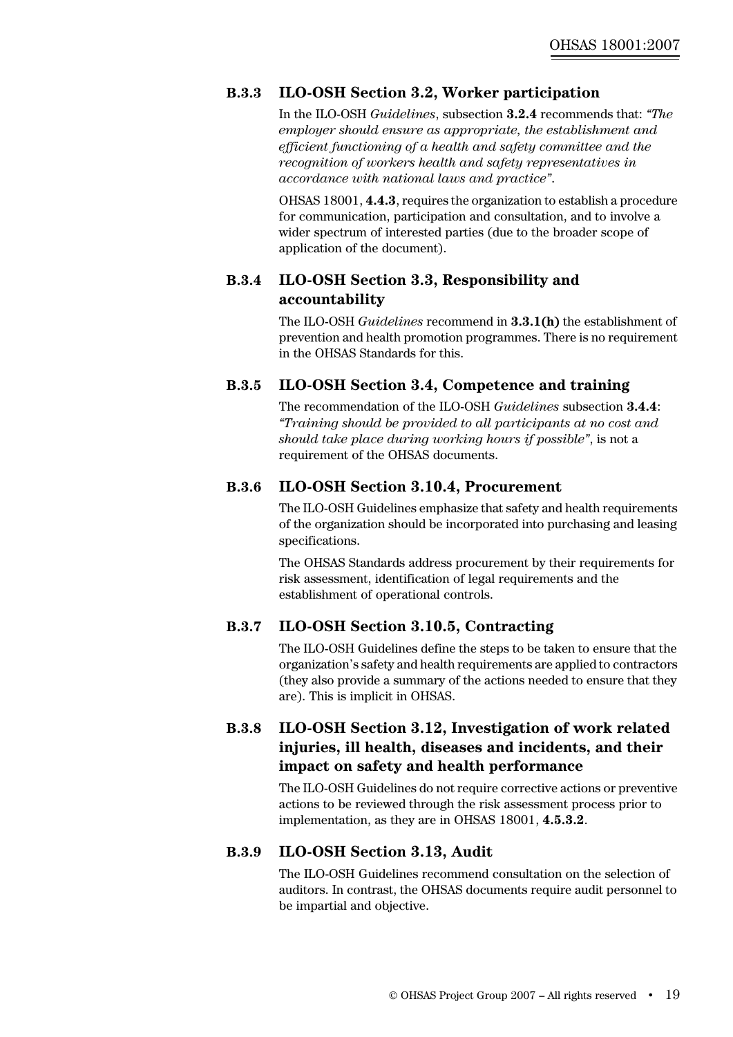### B.3.3 ILO-OSH Section 3.2, Worker participation

In the ILO-OSH *Guidelines*, subsection **3.2.4** recommends that: *"The employer should ensure as appropriate, the establishment and efficient functioning of a health and safety committee and the recognition of workers health and safety representatives in accordance with national laws and practice"*.

OHSAS 18001, **4.4.3**, requires the organization to establish a procedure for communication, participation and consultation, and to involve a wider spectrum of interested parties (due to the broader scope of application of the document).

### B.3.4 ILO-OSH Section 3.3, Responsibility and accountability

The ILO-OSH *Guidelines* recommend in **3.3.1(h)** the establishment of prevention and health promotion programmes. There is no requirement in the OHSAS Standards for this.

### B.3.5 ILO-OSH Section 3.4, Competence and training

The recommendation of the ILO-OSH *Guidelines* subsection **3.4.4**: *"Training should be provided to all participants at no cost and should take place during working hours if possible"*, is not a requirement of the OHSAS documents.

### B.3.6 ILO-OSH Section 3.10.4, Procurement

The ILO-OSH Guidelines emphasize that safety and health requirements of the organization should be incorporated into purchasing and leasing specifications.

The OHSAS Standards address procurement by their requirements for risk assessment, identification of legal requirements and the establishment of operational controls.

### B.3.7 ILO-OSH Section 3.10.5, Contracting

The ILO-OSH Guidelines define the steps to be taken to ensure that the organization's safety and health requirements are applied to contractors (they also provide a summary of the actions needed to ensure that they are). This is implicit in OHSAS.

### B.3.8 ILO-OSH Section 3.12, Investigation of work related injuries, ill health, diseases and incidents, and their impact on safety and health performance

The ILO-OSH Guidelines do not require corrective actions or preventive actions to be reviewed through the risk assessment process prior to implementation, as they are in OHSAS 18001, **4.5.3.2**.

### B.3.9 ILO-OSH Section 3.13, Audit

The ILO-OSH Guidelines recommend consultation on the selection of auditors. In contrast, the OHSAS documents require audit personnel to be impartial and objective.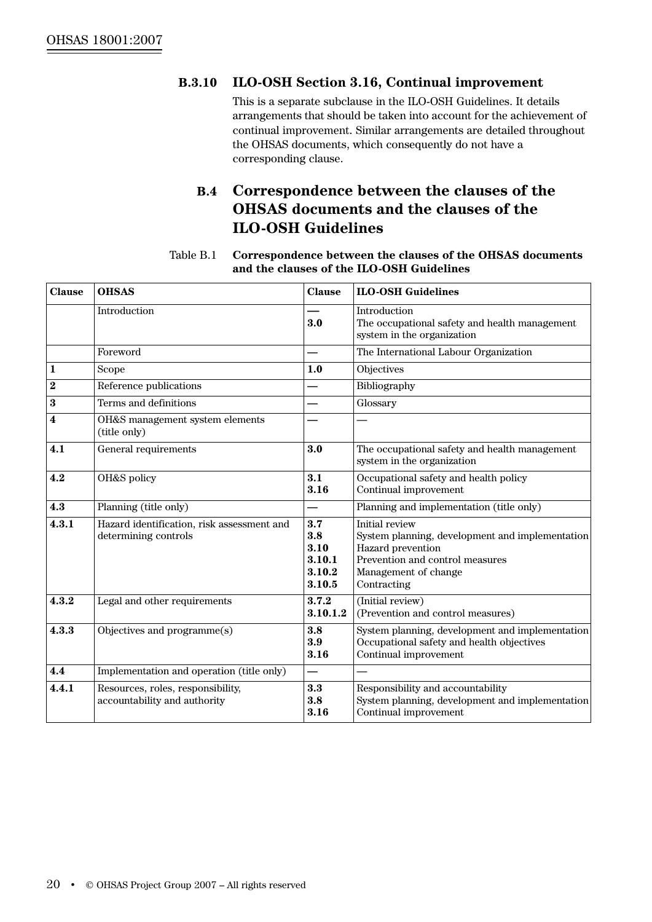### B.3.10 ILO-OSH Section 3.16, Continual improvement

This is a separate subclause in the ILO-OSH Guidelines. It details arrangements that should be taken into account for the achievement of continual improvement. Similar arrangements are detailed throughout the OHSAS documents, which consequently do not have a corresponding clause.

## B.4 Correspondence between the clauses of the OHSAS documents and the clauses of the ILO-OSH Guidelines

Table B.1 **Correspondence between the clauses of the OHSAS documents and the clauses of the ILO-OSH Guidelines**

| Clause | OHSAS | Clause | ILO-OSH Guidelines |
|---|---|---|---|
| | Introduction | **—**<br>**3.0** | Introduction<br>The occupational safety and health management system in the organization |
| | Foreword | **—** | The International Labour Organization |
| **1** | Scope | **1.0** | Objectives |
| **2** | Reference publications | **—** | Bibliography |
| **3** | Terms and definitions | **—** | Glossary |
| **4** | OH&S management system elements (title only) | **—** | — |
| **4.1** | General requirements | **3.0** | The occupational safety and health management system in the organization |
| **4.2** | OH&S policy | **3.1**<br>**3.16** | Occupational safety and health policy<br>Continual improvement |
| **4.3** | Planning (title only) | **—** | Planning and implementation (title only) |
| **4.3.1** | Hazard identification, risk assessment and determining controls | **3.7**<br>**3.8**<br>**3.10**<br>**3.10.1**<br>**3.10.2**<br>**3.10.5** | Initial review<br>System planning, development and implementation<br>Hazard prevention<br>Prevention and control measures<br>Management of change<br>Contracting |
| **4.3.2** | Legal and other requirements | **3.7.2**<br>**3.10.1.2** | (Initial review)<br>(Prevention and control measures) |
| **4.3.3** | Objectives and programme(s) | **3.8**<br>**3.9**<br>**3.16** | System planning, development and implementation<br>Occupational safety and health objectives<br>Continual improvement |
| **4.4** | Implementation and operation (title only) | **—** | — |
| **4.4.1** | Resources, roles, responsibility, accountability and authority | **3.3**<br>**3.8**<br>**3.16** | Responsibility and accountability<br>System planning, development and implementation<br>Continual improvement |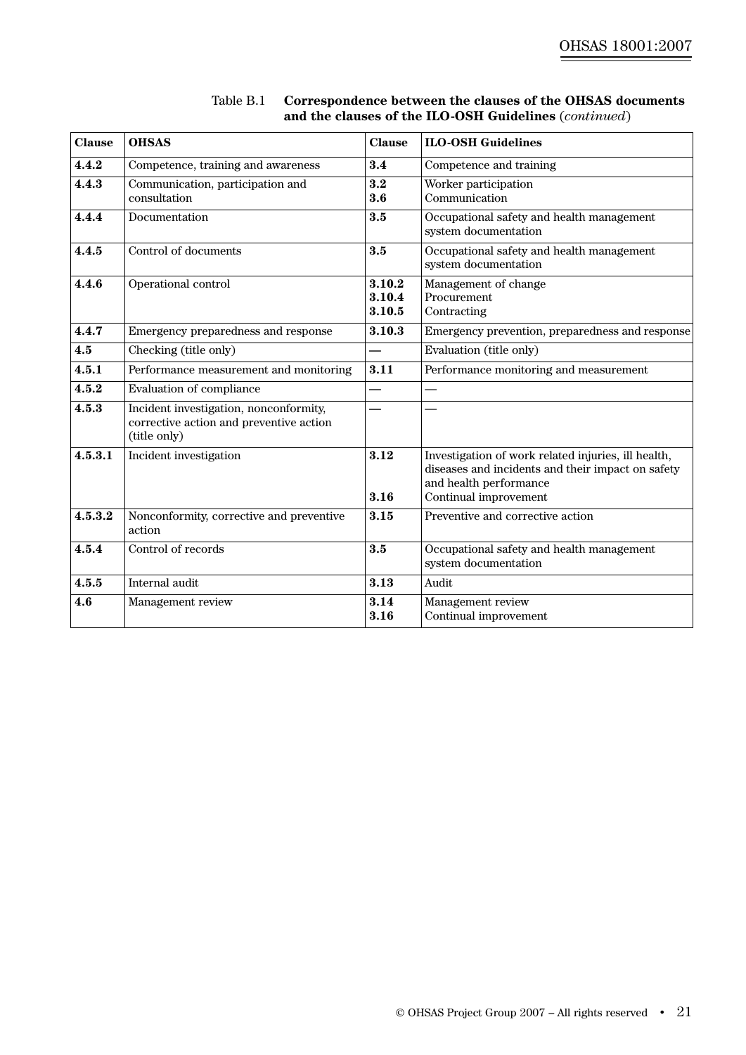Table B.1 **Correspondence between the clauses of the OHSAS documents and the clauses of the ILO-OSH Guidelines** (*continued*)

| Clause | OHSAS | Clause | ILO-OSH Guidelines |
|---|---|---|---|
| **4.4.2** | Competence, training and awareness | **3.4** | Competence and training |
| **4.4.3** | Communication, participation and consultation | **3.2**<br>**3.6** | Worker participation<br>Communication |
| **4.4.4** | Documentation | **3.5** | Occupational safety and health management system documentation |
| **4.4.5** | Control of documents | **3.5** | Occupational safety and health management system documentation |
| **4.4.6** | Operational control | **3.10.2**<br>**3.10.4**<br>**3.10.5** | Management of change<br>Procurement<br>Contracting |
| **4.4.7** | Emergency preparedness and response | **3.10.3** | Emergency prevention, preparedness and response |
| **4.5** | Checking (title only) | — | Evaluation (title only) |
| **4.5.1** | Performance measurement and monitoring | **3.11** | Performance monitoring and measurement |
| **4.5.2** | Evaluation of compliance | — | — |
| **4.5.3** | Incident investigation, nonconformity, corrective action and preventive action (title only) | — | — |
| **4.5.3.1** | Incident investigation | **3.12**<br><br>**3.16** | Investigation of work related injuries, ill health, diseases and incidents and their impact on safety and health performance<br>Continual improvement |
| **4.5.3.2** | Nonconformity, corrective and preventive action | **3.15** | Preventive and corrective action |
| **4.5.4** | Control of records | **3.5** | Occupational safety and health management system documentation |
| **4.5.5** | Internal audit | **3.13** | Audit |
| **4.6** | Management review | **3.14**<br>**3.16** | Management review<br>Continual improvement |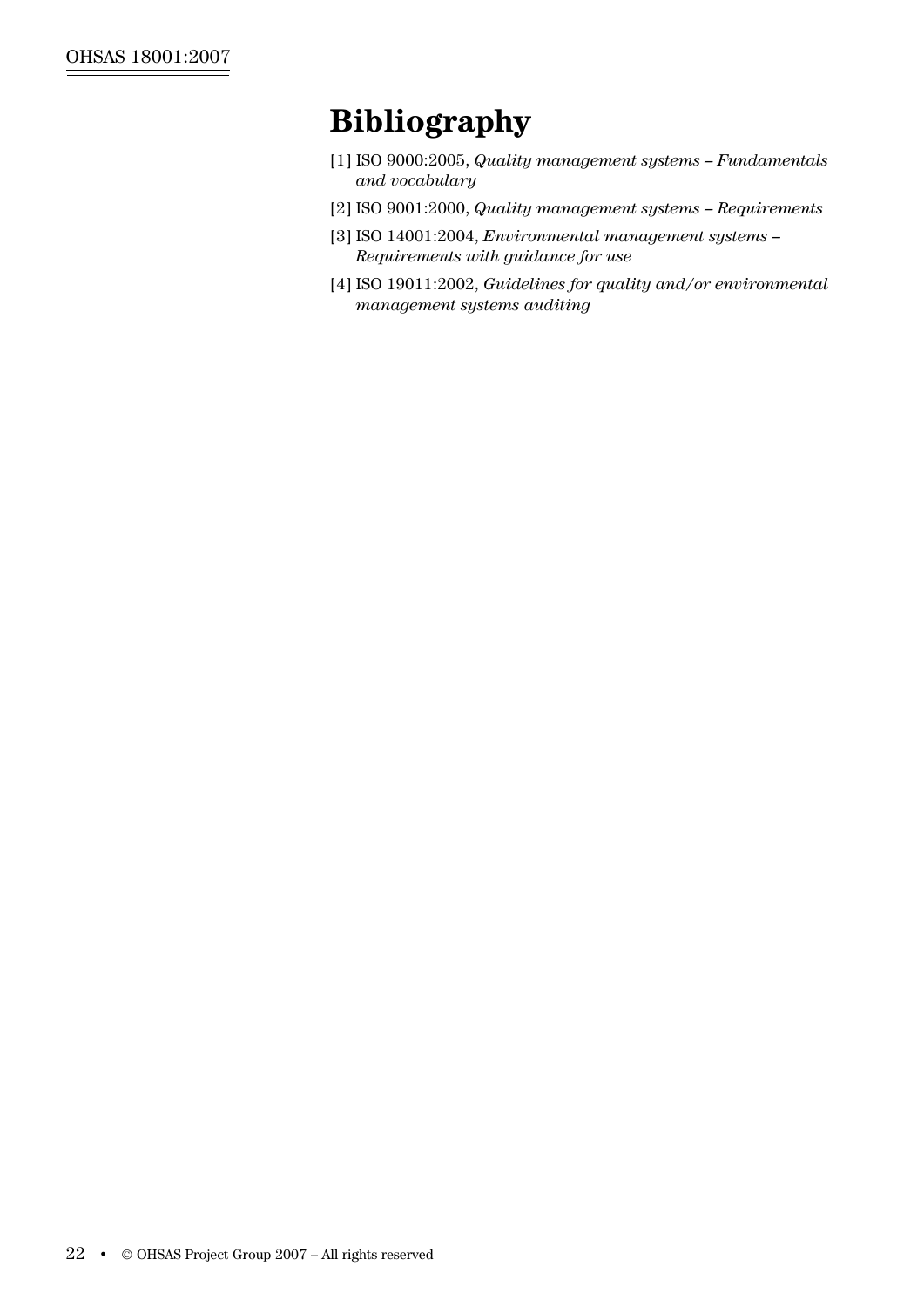# Bibliography

[1] ISO 9000:2005, *Quality management systems – Fundamentals and vocabulary*

[2] ISO 9001:2000, *Quality management systems – Requirements*

[3] ISO 14001:2004, *Environmental management systems – Requirements with guidance for use*

[4] ISO 19011:2002, *Guidelines for quality and/or environmental management systems auditing*